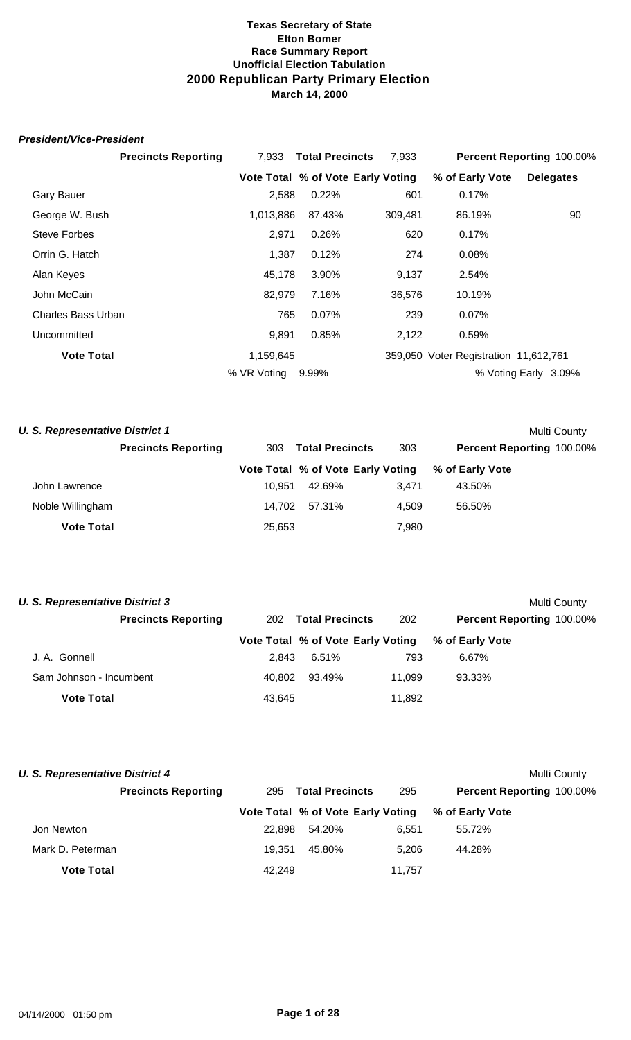**Texas Secretary of State**
**Elton Bomer**
**Race Summary Report**
**Unofficial Election Tabulation**

# 2000 Republican Party Primary Election

**March 14, 2000**

### *President/Vice-President*

| **Precincts Reporting** | 7,933 | **Total Precincts** | 7,933 | **Percent Reporting** 100.00% | |
|---|---|---|---|---|---|
| | **Vote Total** | **% of Vote** | **Early Voting** | **% of Early Vote** | **Delegates** |
| Gary Bauer | 2,588 | 0.22% | 601 | 0.17% | |
| George W. Bush | 1,013,886 | 87.43% | 309,481 | 86.19% | 90 |
| Steve Forbes | 2,971 | 0.26% | 620 | 0.17% | |
| Orrin G. Hatch | 1,387 | 0.12% | 274 | 0.08% | |
| Alan Keyes | 45,178 | 3.90% | 9,137 | 2.54% | |
| John McCain | 82,979 | 7.16% | 36,576 | 10.19% | |
| Charles Bass Urban | 765 | 0.07% | 239 | 0.07% | |
| Uncommitted | 9,891 | 0.85% | 2,122 | 0.59% | |
| **Vote Total** | 1,159,645 | | 359,050 | Voter Registration 11,612,761 | |
| | % VR Voting | 9.99% | | % Voting Early 3.09% | |

### *U. S. Representative District 1*

Multi County

| **Precincts Reporting** | 303 | **Total Precincts** | 303 | **Percent Reporting** 100.00% |
|---|---|---|---|---|
| | **Vote Total** | **% of Vote** | **Early Voting** | **% of Early Vote** |
| John Lawrence | 10,951 | 42.69% | 3,471 | 43.50% |
| Noble Willingham | 14,702 | 57.31% | 4,509 | 56.50% |
| **Vote Total** | 25,653 | | 7,980 | |

### *U. S. Representative District 3*

Multi County

| **Precincts Reporting** | 202 | **Total Precincts** | 202 | **Percent Reporting** 100.00% |
|---|---|---|---|---|
| | **Vote Total** | **% of Vote** | **Early Voting** | **% of Early Vote** |
| J. A. Gonnell | 2,843 | 6.51% | 793 | 6.67% |
| Sam Johnson - Incumbent | 40,802 | 93.49% | 11,099 | 93.33% |
| **Vote Total** | 43,645 | | 11,892 | |

### *U. S. Representative District 4*

Multi County

| **Precincts Reporting** | 295 | **Total Precincts** | 295 | **Percent Reporting** 100.00% |
|---|---|---|---|---|
| | **Vote Total** | **% of Vote** | **Early Voting** | **% of Early Vote** |
| Jon Newton | 22,898 | 54.20% | 6,551 | 55.72% |
| Mark D. Peterman | 19,351 | 45.80% | 5,206 | 44.28% |
| **Vote Total** | 42,249 | | 11,757 | |

04/14/2000 01:50 pm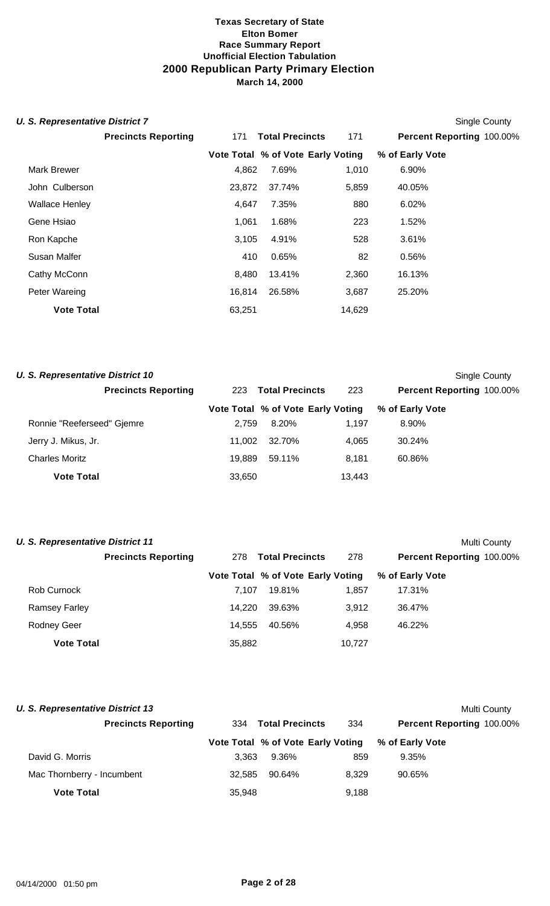# Texas Secretary of State
## Elton Bomer
### Race Summary Report
### Unofficial Election Tabulation
## 2000 Republican Party Primary Election
### March 14, 2000

### *U. S. Representative District 7*

Single County

**Precincts Reporting** 171 **Total Precincts** 171 **Percent Reporting** 100.00%

| | Vote Total | % of Vote | Early Voting | % of Early Vote |
|---|---|---|---|---|
| Mark Brewer | 4,862 | 7.69% | 1,010 | 6.90% |
| John Culberson | 23,872 | 37.74% | 5,859 | 40.05% |
| Wallace Henley | 4,647 | 7.35% | 880 | 6.02% |
| Gene Hsiao | 1,061 | 1.68% | 223 | 1.52% |
| Ron Kapche | 3,105 | 4.91% | 528 | 3.61% |
| Susan Malfer | 410 | 0.65% | 82 | 0.56% |
| Cathy McConn | 8,480 | 13.41% | 2,360 | 16.13% |
| Peter Wareing | 16,814 | 26.58% | 3,687 | 25.20% |
| **Vote Total** | 63,251 | | 14,629 | |

### *U. S. Representative District 10*

Single County

**Precincts Reporting** 223 **Total Precincts** 223 **Percent Reporting** 100.00%

| | Vote Total | % of Vote | Early Voting | % of Early Vote |
|---|---|---|---|---|
| Ronnie "Reeferseed" Gjemre | 2,759 | 8.20% | 1,197 | 8.90% |
| Jerry J. Mikus, Jr. | 11,002 | 32.70% | 4,065 | 30.24% |
| Charles Moritz | 19,889 | 59.11% | 8,181 | 60.86% |
| **Vote Total** | 33,650 | | 13,443 | |

### *U. S. Representative District 11*

Multi County

**Precincts Reporting** 278 **Total Precincts** 278 **Percent Reporting** 100.00%

| | Vote Total | % of Vote | Early Voting | % of Early Vote |
|---|---|---|---|---|
| Rob Curnock | 7,107 | 19.81% | 1,857 | 17.31% |
| Ramsey Farley | 14,220 | 39.63% | 3,912 | 36.47% |
| Rodney Geer | 14,555 | 40.56% | 4,958 | 46.22% |
| **Vote Total** | 35,882 | | 10,727 | |

### *U. S. Representative District 13*

Multi County

**Precincts Reporting** 334 **Total Precincts** 334 **Percent Reporting** 100.00%

| | Vote Total | % of Vote | Early Voting | % of Early Vote |
|---|---|---|---|---|
| David G. Morris | 3,363 | 9.36% | 859 | 9.35% |
| Mac Thornberry - Incumbent | 32,585 | 90.64% | 8,329 | 90.65% |
| **Vote Total** | 35,948 | | 9,188 | |

04/14/2000 01:50 pm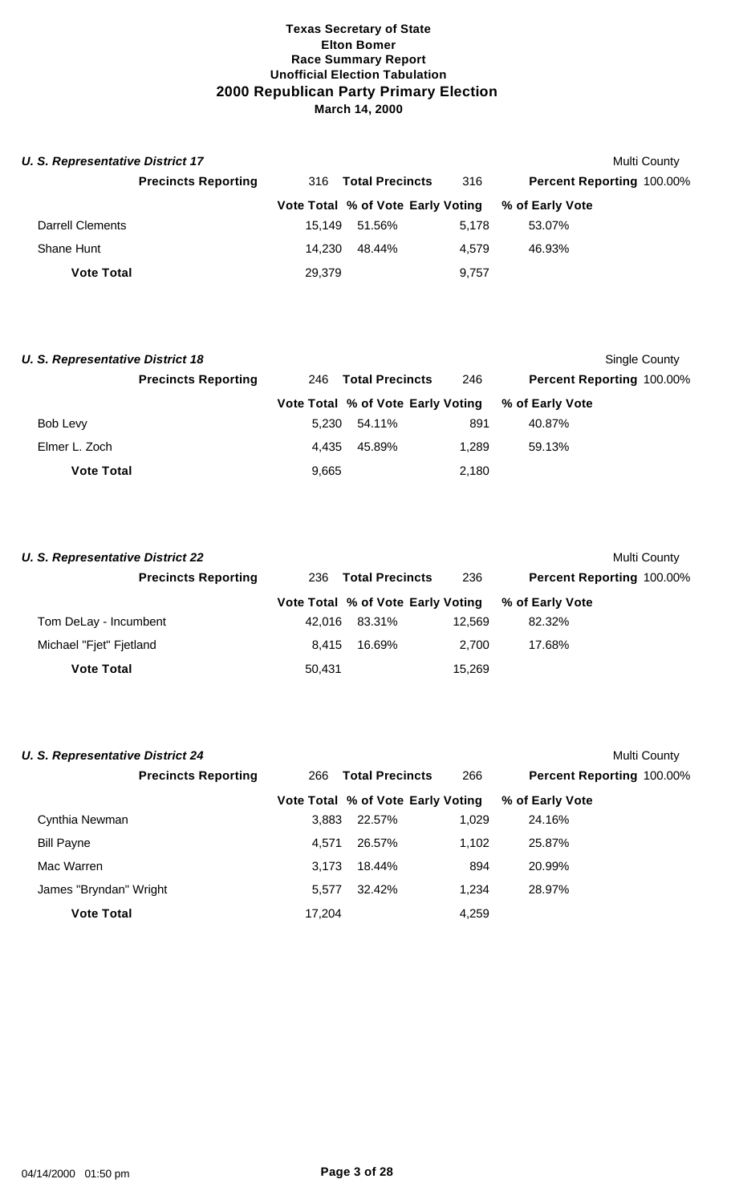# Texas Secretary of State
## Elton Bomer
## Race Summary Report
## Unofficial Election Tabulation
## 2000 Republican Party Primary Election
## March 14, 2000

### *U. S. Representative District 17*

Multi County

**Precincts Reporting** 316 **Total Precincts** 316 **Percent Reporting** 100.00%

| | Vote Total | % of Vote | Early Voting | % of Early Vote |
|---|---|---|---|---|
| Darrell Clements | 15,149 | 51.56% | 5,178 | 53.07% |
| Shane Hunt | 14,230 | 48.44% | 4,579 | 46.93% |
| **Vote Total** | 29,379 | | 9,757 | |

### *U. S. Representative District 18*

Single County

**Precincts Reporting** 246 **Total Precincts** 246 **Percent Reporting** 100.00%

| | Vote Total | % of Vote | Early Voting | % of Early Vote |
|---|---|---|---|---|
| Bob Levy | 5,230 | 54.11% | 891 | 40.87% |
| Elmer L. Zoch | 4,435 | 45.89% | 1,289 | 59.13% |
| **Vote Total** | 9,665 | | 2,180 | |

### *U. S. Representative District 22*

Multi County

**Precincts Reporting** 236 **Total Precincts** 236 **Percent Reporting** 100.00%

| | Vote Total | % of Vote | Early Voting | % of Early Vote |
|---|---|---|---|---|
| Tom DeLay - Incumbent | 42,016 | 83.31% | 12,569 | 82.32% |
| Michael "Fjet" Fjetland | 8,415 | 16.69% | 2,700 | 17.68% |
| **Vote Total** | 50,431 | | 15,269 | |

### *U. S. Representative District 24*

Multi County

**Precincts Reporting** 266 **Total Precincts** 266 **Percent Reporting** 100.00%

| | Vote Total | % of Vote | Early Voting | % of Early Vote |
|---|---|---|---|---|
| Cynthia Newman | 3,883 | 22.57% | 1,029 | 24.16% |
| Bill Payne | 4,571 | 26.57% | 1,102 | 25.87% |
| Mac Warren | 3,173 | 18.44% | 894 | 20.99% |
| James "Bryndan" Wright | 5,577 | 32.42% | 1,234 | 28.97% |
| **Vote Total** | 17,204 | | 4,259 | |

04/14/2000 01:50 pm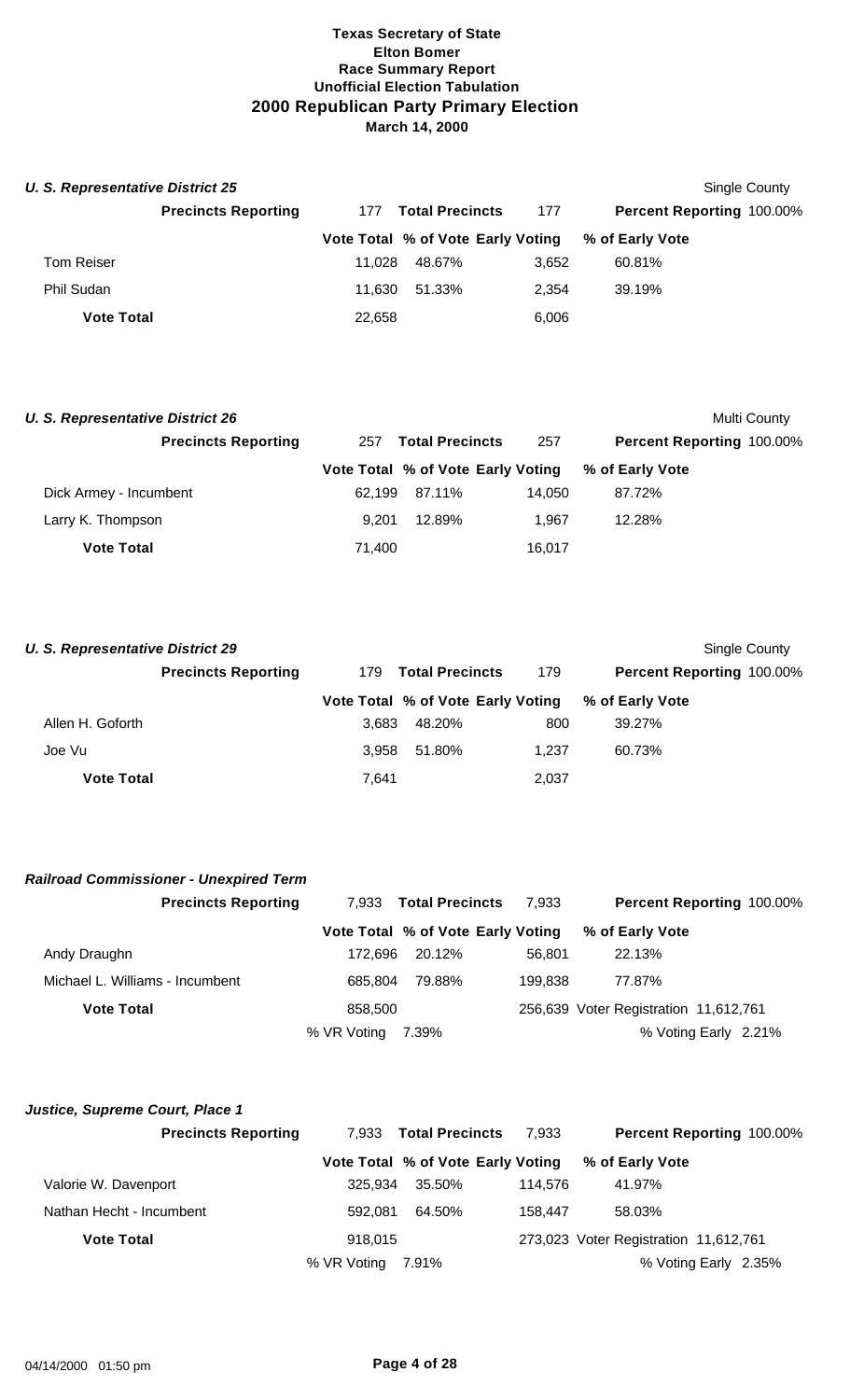**Texas Secretary of State**
**Elton Bomer**
**Race Summary Report**
**Unofficial Election Tabulation**
## 2000 Republican Party Primary Election
**March 14, 2000**

### *U. S. Representative District 25*

Single County

| **Precincts Reporting** | 177 | **Total Precincts** | 177 | **Percent Reporting** 100.00% |
|---|---|---|---|---|
| | **Vote Total** | **% of Vote** | **Early Voting** | **% of Early Vote** |
| Tom Reiser | 11,028 | 48.67% | 3,652 | 60.81% |
| Phil Sudan | 11,630 | 51.33% | 2,354 | 39.19% |
| **Vote Total** | 22,658 | | 6,006 | |

### *U. S. Representative District 26*

Multi County

| **Precincts Reporting** | 257 | **Total Precincts** | 257 | **Percent Reporting** 100.00% |
|---|---|---|---|---|
| | **Vote Total** | **% of Vote** | **Early Voting** | **% of Early Vote** |
| Dick Armey - Incumbent | 62,199 | 87.11% | 14,050 | 87.72% |
| Larry K. Thompson | 9,201 | 12.89% | 1,967 | 12.28% |
| **Vote Total** | 71,400 | | 16,017 | |

### *U. S. Representative District 29*

Single County

| **Precincts Reporting** | 179 | **Total Precincts** | 179 | **Percent Reporting** 100.00% |
|---|---|---|---|---|
| | **Vote Total** | **% of Vote** | **Early Voting** | **% of Early Vote** |
| Allen H. Goforth | 3,683 | 48.20% | 800 | 39.27% |
| Joe Vu | 3,958 | 51.80% | 1,237 | 60.73% |
| **Vote Total** | 7,641 | | 2,037 | |

### *Railroad Commissioner - Unexpired Term*

| **Precincts Reporting** | 7,933 | **Total Precincts** | 7,933 | **Percent Reporting** 100.00% |
|---|---|---|---|---|
| | **Vote Total** | **% of Vote** | **Early Voting** | **% of Early Vote** |
| Andy Draughn | 172,696 | 20.12% | 56,801 | 22.13% |
| Michael L. Williams - Incumbent | 685,804 | 79.88% | 199,838 | 77.87% |
| **Vote Total** | 858,500 | | 256,639 | Voter Registration 11,612,761 |
| | % VR Voting | 7.39% | | % Voting Early 2.21% |

### *Justice, Supreme Court, Place 1*

| **Precincts Reporting** | 7,933 | **Total Precincts** | 7,933 | **Percent Reporting** 100.00% |
|---|---|---|---|---|
| | **Vote Total** | **% of Vote** | **Early Voting** | **% of Early Vote** |
| Valorie W. Davenport | 325,934 | 35.50% | 114,576 | 41.97% |
| Nathan Hecht - Incumbent | 592,081 | 64.50% | 158,447 | 58.03% |
| **Vote Total** | 918,015 | | 273,023 | Voter Registration 11,612,761 |
| | % VR Voting | 7.91% | | % Voting Early 2.35% |

04/14/2000 01:50 pm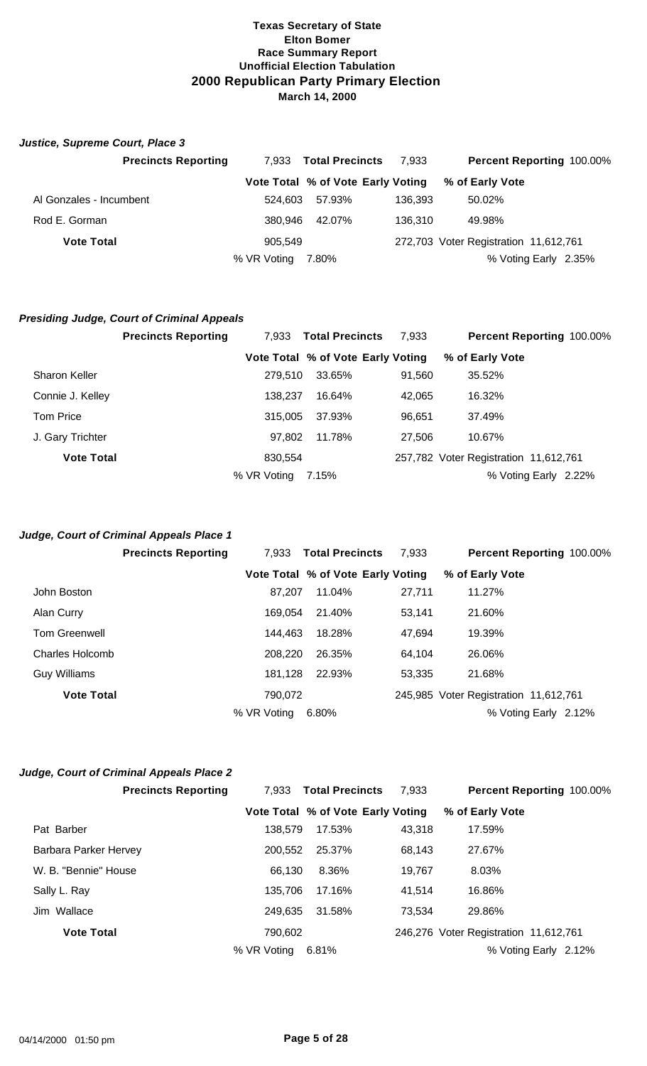**Texas Secretary of State**
**Elton Bomer**
**Race Summary Report**
**Unofficial Election Tabulation**
**2000 Republican Party Primary Election**
**March 14, 2000**

### *Justice, Supreme Court, Place 3*

| Precincts Reporting | 7,933 | Total Precincts | 7,933 | Percent Reporting 100.00% |
|---|---|---|---|---|
| | Vote Total | % of Vote | Early Voting | % of Early Vote |
| Al Gonzales - Incumbent | 524,603 | 57.93% | 136,393 | 50.02% |
| Rod E. Gorman | 380,946 | 42.07% | 136,310 | 49.98% |
| **Vote Total** | 905,549 | | 272,703 | Voter Registration 11,612,761 |
| | % VR Voting | 7.80% | | % Voting Early 2.35% |

### *Presiding Judge, Court of Criminal Appeals*

| Precincts Reporting | 7,933 | Total Precincts | 7,933 | Percent Reporting 100.00% |
|---|---|---|---|---|
| | Vote Total | % of Vote | Early Voting | % of Early Vote |
| Sharon Keller | 279,510 | 33.65% | 91,560 | 35.52% |
| Connie J. Kelley | 138,237 | 16.64% | 42,065 | 16.32% |
| Tom Price | 315,005 | 37.93% | 96,651 | 37.49% |
| J. Gary Trichter | 97,802 | 11.78% | 27,506 | 10.67% |
| **Vote Total** | 830,554 | | 257,782 | Voter Registration 11,612,761 |
| | % VR Voting | 7.15% | | % Voting Early 2.22% |

### *Judge, Court of Criminal Appeals Place 1*

| Precincts Reporting | 7,933 | Total Precincts | 7,933 | Percent Reporting 100.00% |
|---|---|---|---|---|
| | Vote Total | % of Vote | Early Voting | % of Early Vote |
| John Boston | 87,207 | 11.04% | 27,711 | 11.27% |
| Alan Curry | 169,054 | 21.40% | 53,141 | 21.60% |
| Tom Greenwell | 144,463 | 18.28% | 47,694 | 19.39% |
| Charles Holcomb | 208,220 | 26.35% | 64,104 | 26.06% |
| Guy Williams | 181,128 | 22.93% | 53,335 | 21.68% |
| **Vote Total** | 790,072 | | 245,985 | Voter Registration 11,612,761 |
| | % VR Voting | 6.80% | | % Voting Early 2.12% |

### *Judge, Court of Criminal Appeals Place 2*

| Precincts Reporting | 7,933 | Total Precincts | 7,933 | Percent Reporting 100.00% |
|---|---|---|---|---|
| | Vote Total | % of Vote | Early Voting | % of Early Vote |
| Pat Barber | 138,579 | 17.53% | 43,318 | 17.59% |
| Barbara Parker Hervey | 200,552 | 25.37% | 68,143 | 27.67% |
| W. B. "Bennie" House | 66,130 | 8.36% | 19,767 | 8.03% |
| Sally L. Ray | 135,706 | 17.16% | 41,514 | 16.86% |
| Jim Wallace | 249,635 | 31.58% | 73,534 | 29.86% |
| **Vote Total** | 790,602 | | 246,276 | Voter Registration 11,612,761 |
| | % VR Voting | 6.81% | | % Voting Early 2.12% |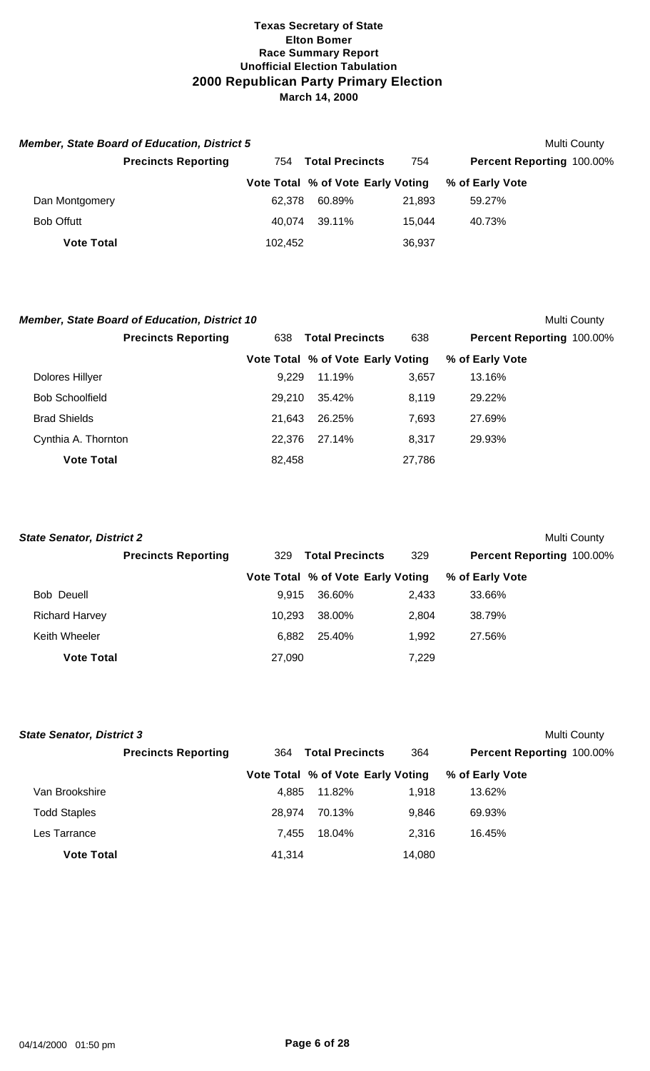**Texas Secretary of State**
**Elton Bomer**
**Race Summary Report**
**Unofficial Election Tabulation**
## 2000 Republican Party Primary Election
**March 14, 2000**

### *Member, State Board of Education, District 5*

Multi County

| Precincts Reporting | 754 | Total Precincts | 754 | Percent Reporting 100.00% |
|---|---|---|---|---|
| | **Vote Total** | **% of Vote** | **Early Voting** | **% of Early Vote** |
| Dan Montgomery | 62,378 | 60.89% | 21,893 | 59.27% |
| Bob Offutt | 40,074 | 39.11% | 15,044 | 40.73% |
| **Vote Total** | 102,452 | | 36,937 | |

### *Member, State Board of Education, District 10*

Multi County

| Precincts Reporting | 638 | Total Precincts | 638 | Percent Reporting 100.00% |
|---|---|---|---|---|
| | **Vote Total** | **% of Vote** | **Early Voting** | **% of Early Vote** |
| Dolores Hillyer | 9,229 | 11.19% | 3,657 | 13.16% |
| Bob Schoolfield | 29,210 | 35.42% | 8,119 | 29.22% |
| Brad Shields | 21,643 | 26.25% | 7,693 | 27.69% |
| Cynthia A. Thornton | 22,376 | 27.14% | 8,317 | 29.93% |
| **Vote Total** | 82,458 | | 27,786 | |

### *State Senator, District 2*

Multi County

| Precincts Reporting | 329 | Total Precincts | 329 | Percent Reporting 100.00% |
|---|---|---|---|---|
| | **Vote Total** | **% of Vote** | **Early Voting** | **% of Early Vote** |
| Bob Deuell | 9,915 | 36.60% | 2,433 | 33.66% |
| Richard Harvey | 10,293 | 38.00% | 2,804 | 38.79% |
| Keith Wheeler | 6,882 | 25.40% | 1,992 | 27.56% |
| **Vote Total** | 27,090 | | 7,229 | |

### *State Senator, District 3*

Multi County

| Precincts Reporting | 364 | Total Precincts | 364 | Percent Reporting 100.00% |
|---|---|---|---|---|
| | **Vote Total** | **% of Vote** | **Early Voting** | **% of Early Vote** |
| Van Brookshire | 4,885 | 11.82% | 1,918 | 13.62% |
| Todd Staples | 28,974 | 70.13% | 9,846 | 69.93% |
| Les Tarrance | 7,455 | 18.04% | 2,316 | 16.45% |
| **Vote Total** | 41,314 | | 14,080 | |

04/14/2000 01:50 pm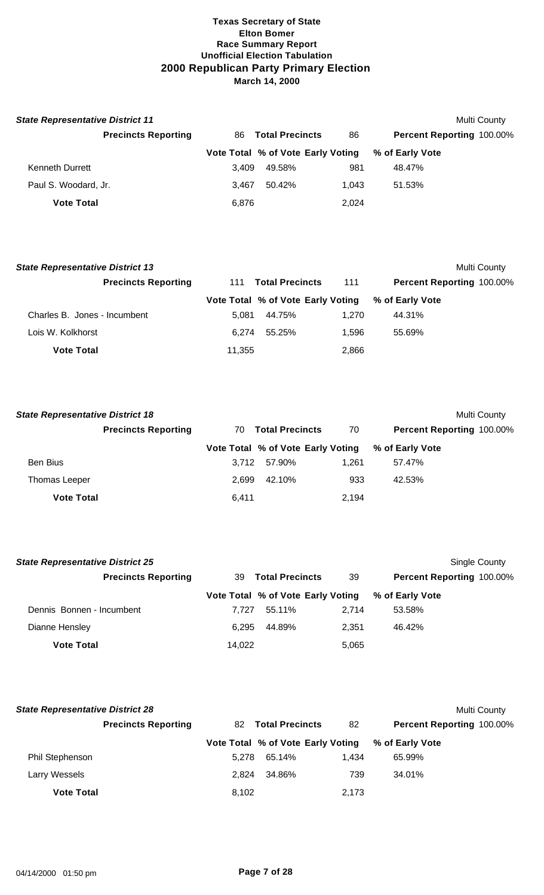**Texas Secretary of State**
**Elton Bomer**
**Race Summary Report**
**Unofficial Election Tabulation**
## 2000 Republican Party Primary Election
**March 14, 2000**

### State Representative District 11

Multi County

| Precincts Reporting | 86 | Total Precincts | 86 | Percent Reporting 100.00% |
|---|---|---|---|---|
| | **Vote Total** | **% of Vote** | **Early Voting** | **% of Early Vote** |
| Kenneth Durrett | 3,409 | 49.58% | 981 | 48.47% |
| Paul S. Woodard, Jr. | 3,467 | 50.42% | 1,043 | 51.53% |
| **Vote Total** | 6,876 | | 2,024 | |

### State Representative District 13

Multi County

| Precincts Reporting | 111 | Total Precincts | 111 | Percent Reporting 100.00% |
|---|---|---|---|---|
| | **Vote Total** | **% of Vote** | **Early Voting** | **% of Early Vote** |
| Charles B. Jones - Incumbent | 5,081 | 44.75% | 1,270 | 44.31% |
| Lois W. Kolkhorst | 6,274 | 55.25% | 1,596 | 55.69% |
| **Vote Total** | 11,355 | | 2,866 | |

### State Representative District 18

Multi County

| Precincts Reporting | 70 | Total Precincts | 70 | Percent Reporting 100.00% |
|---|---|---|---|---|
| | **Vote Total** | **% of Vote** | **Early Voting** | **% of Early Vote** |
| Ben Bius | 3,712 | 57.90% | 1,261 | 57.47% |
| Thomas Leeper | 2,699 | 42.10% | 933 | 42.53% |
| **Vote Total** | 6,411 | | 2,194 | |

### State Representative District 25

Single County

| Precincts Reporting | 39 | Total Precincts | 39 | Percent Reporting 100.00% |
|---|---|---|---|---|
| | **Vote Total** | **% of Vote** | **Early Voting** | **% of Early Vote** |
| Dennis Bonnen - Incumbent | 7,727 | 55.11% | 2,714 | 53.58% |
| Dianne Hensley | 6,295 | 44.89% | 2,351 | 46.42% |
| **Vote Total** | 14,022 | | 5,065 | |

### State Representative District 28

Multi County

| Precincts Reporting | 82 | Total Precincts | 82 | Percent Reporting 100.00% |
|---|---|---|---|---|
| | **Vote Total** | **% of Vote** | **Early Voting** | **% of Early Vote** |
| Phil Stephenson | 5,278 | 65.14% | 1,434 | 65.99% |
| Larry Wessels | 2,824 | 34.86% | 739 | 34.01% |
| **Vote Total** | 8,102 | | 2,173 | |

04/14/2000 01:50 pm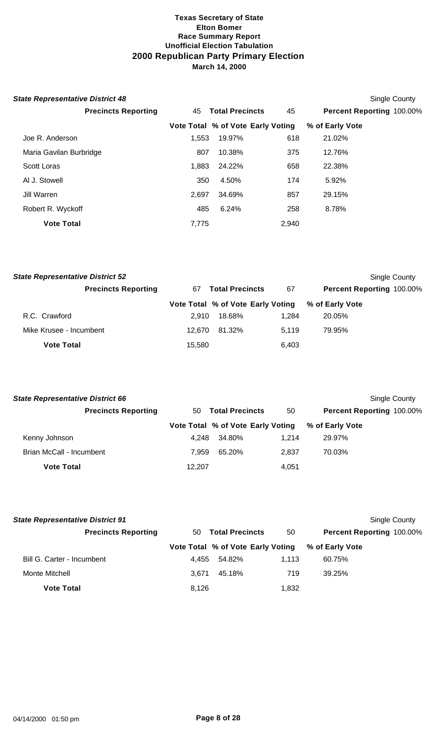**Texas Secretary of State**
**Elton Bomer**
**Race Summary Report**
**Unofficial Election Tabulation**
**2000 Republican Party Primary Election**
**March 14, 2000**

***State Representative District 48*** — Single County

| **Precincts Reporting** | 45 | **Total Precincts** | 45 | **Percent Reporting** 100.00% |
|---|---|---|---|---|
| | **Vote Total** | **% of Vote** | **Early Voting** | **% of Early Vote** |
| Joe R. Anderson | 1,553 | 19.97% | 618 | 21.02% |
| Maria Gavilan Burbridge | 807 | 10.38% | 375 | 12.76% |
| Scott Loras | 1,883 | 24.22% | 658 | 22.38% |
| Al J. Stowell | 350 | 4.50% | 174 | 5.92% |
| Jill Warren | 2,697 | 34.69% | 857 | 29.15% |
| Robert R. Wyckoff | 485 | 6.24% | 258 | 8.78% |
| **Vote Total** | 7,775 | | 2,940 | |

***State Representative District 52*** — Single County

| **Precincts Reporting** | 67 | **Total Precincts** | 67 | **Percent Reporting** 100.00% |
|---|---|---|---|---|
| | **Vote Total** | **% of Vote** | **Early Voting** | **% of Early Vote** |
| R.C. Crawford | 2,910 | 18.68% | 1,284 | 20.05% |
| Mike Krusee - Incumbent | 12,670 | 81.32% | 5,119 | 79.95% |
| **Vote Total** | 15,580 | | 6,403 | |

***State Representative District 66*** — Single County

| **Precincts Reporting** | 50 | **Total Precincts** | 50 | **Percent Reporting** 100.00% |
|---|---|---|---|---|
| | **Vote Total** | **% of Vote** | **Early Voting** | **% of Early Vote** |
| Kenny Johnson | 4,248 | 34.80% | 1,214 | 29.97% |
| Brian McCall - Incumbent | 7,959 | 65.20% | 2,837 | 70.03% |
| **Vote Total** | 12,207 | | 4,051 | |

***State Representative District 91*** — Single County

| **Precincts Reporting** | 50 | **Total Precincts** | 50 | **Percent Reporting** 100.00% |
|---|---|---|---|---|
| | **Vote Total** | **% of Vote** | **Early Voting** | **% of Early Vote** |
| Bill G. Carter - Incumbent | 4,455 | 54.82% | 1,113 | 60.75% |
| Monte Mitchell | 3,671 | 45.18% | 719 | 39.25% |
| **Vote Total** | 8,126 | | 1,832 | |

04/14/2000 01:50 pm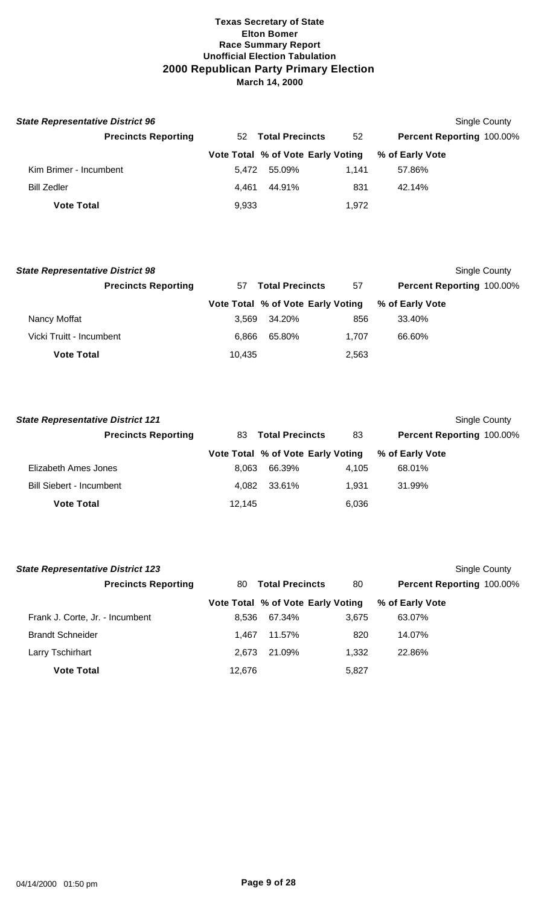# Texas Secretary of State
## Elton Bomer
## Race Summary Report
## Unofficial Election Tabulation
## 2000 Republican Party Primary Election
## March 14, 2000

### *State Representative District 96*

Single County

| Precincts Reporting | 52 | Total Precincts | 52 | Percent Reporting 100.00% |
|---|---|---|---|---|
| | **Vote Total** | **% of Vote** | **Early Voting** | **% of Early Vote** |
| Kim Brimer - Incumbent | 5,472 | 55.09% | 1,141 | 57.86% |
| Bill Zedler | 4,461 | 44.91% | 831 | 42.14% |
| **Vote Total** | 9,933 | | 1,972 | |

### *State Representative District 98*

Single County

| Precincts Reporting | 57 | Total Precincts | 57 | Percent Reporting 100.00% |
|---|---|---|---|---|
| | **Vote Total** | **% of Vote** | **Early Voting** | **% of Early Vote** |
| Nancy Moffat | 3,569 | 34.20% | 856 | 33.40% |
| Vicki Truitt - Incumbent | 6,866 | 65.80% | 1,707 | 66.60% |
| **Vote Total** | 10,435 | | 2,563 | |

### *State Representative District 121*

Single County

| Precincts Reporting | 83 | Total Precincts | 83 | Percent Reporting 100.00% |
|---|---|---|---|---|
| | **Vote Total** | **% of Vote** | **Early Voting** | **% of Early Vote** |
| Elizabeth Ames Jones | 8,063 | 66.39% | 4,105 | 68.01% |
| Bill Siebert - Incumbent | 4,082 | 33.61% | 1,931 | 31.99% |
| **Vote Total** | 12,145 | | 6,036 | |

### *State Representative District 123*

Single County

| Precincts Reporting | 80 | Total Precincts | 80 | Percent Reporting 100.00% |
|---|---|---|---|---|
| | **Vote Total** | **% of Vote** | **Early Voting** | **% of Early Vote** |
| Frank J. Corte, Jr. - Incumbent | 8,536 | 67.34% | 3,675 | 63.07% |
| Brandt Schneider | 1,467 | 11.57% | 820 | 14.07% |
| Larry Tschirhart | 2,673 | 21.09% | 1,332 | 22.86% |
| **Vote Total** | 12,676 | | 5,827 | |

04/14/2000 01:50 pm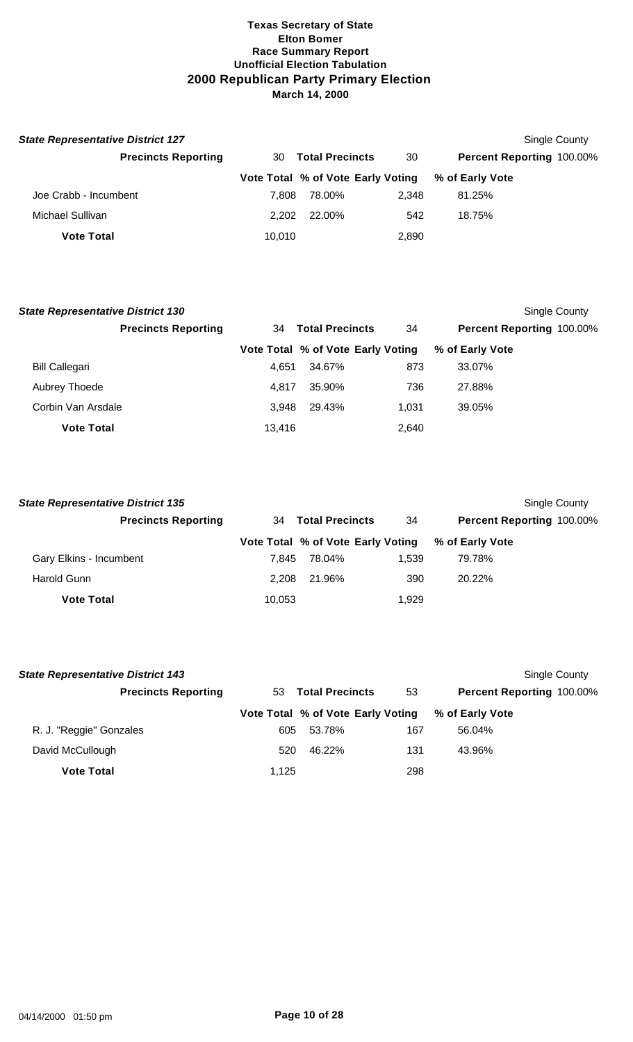**Texas Secretary of State**
**Elton Bomer**
**Race Summary Report**
**Unofficial Election Tabulation**
**2000 Republican Party Primary Election**
**March 14, 2000**

***State Representative District 127*** — Single County

| **Precincts Reporting** 30 | **Total Precincts** 30 | | | **Percent Reporting** 100.00% |
|---|---|---|---|---|
| | **Vote Total** | **% of Vote** | **Early Voting** | **% of Early Vote** |
| Joe Crabb - Incumbent | 7,808 | 78.00% | 2,348 | 81.25% |
| Michael Sullivan | 2,202 | 22.00% | 542 | 18.75% |
| **Vote Total** | 10,010 | | 2,890 | |

***State Representative District 130*** — Single County

| **Precincts Reporting** 34 | **Total Precincts** 34 | | | **Percent Reporting** 100.00% |
|---|---|---|---|---|
| | **Vote Total** | **% of Vote** | **Early Voting** | **% of Early Vote** |
| Bill Callegari | 4,651 | 34.67% | 873 | 33.07% |
| Aubrey Thoede | 4,817 | 35.90% | 736 | 27.88% |
| Corbin Van Arsdale | 3,948 | 29.43% | 1,031 | 39.05% |
| **Vote Total** | 13,416 | | 2,640 | |

***State Representative District 135*** — Single County

| **Precincts Reporting** 34 | **Total Precincts** 34 | | | **Percent Reporting** 100.00% |
|---|---|---|---|---|
| | **Vote Total** | **% of Vote** | **Early Voting** | **% of Early Vote** |
| Gary Elkins - Incumbent | 7,845 | 78.04% | 1,539 | 79.78% |
| Harold Gunn | 2,208 | 21.96% | 390 | 20.22% |
| **Vote Total** | 10,053 | | 1,929 | |

***State Representative District 143*** — Single County

| **Precincts Reporting** 53 | **Total Precincts** 53 | | | **Percent Reporting** 100.00% |
|---|---|---|---|---|
| | **Vote Total** | **% of Vote** | **Early Voting** | **% of Early Vote** |
| R. J. "Reggie" Gonzales | 605 | 53.78% | 167 | 56.04% |
| David McCullough | 520 | 46.22% | 131 | 43.96% |
| **Vote Total** | 1,125 | | 298 | |

04/14/2000 01:50 pm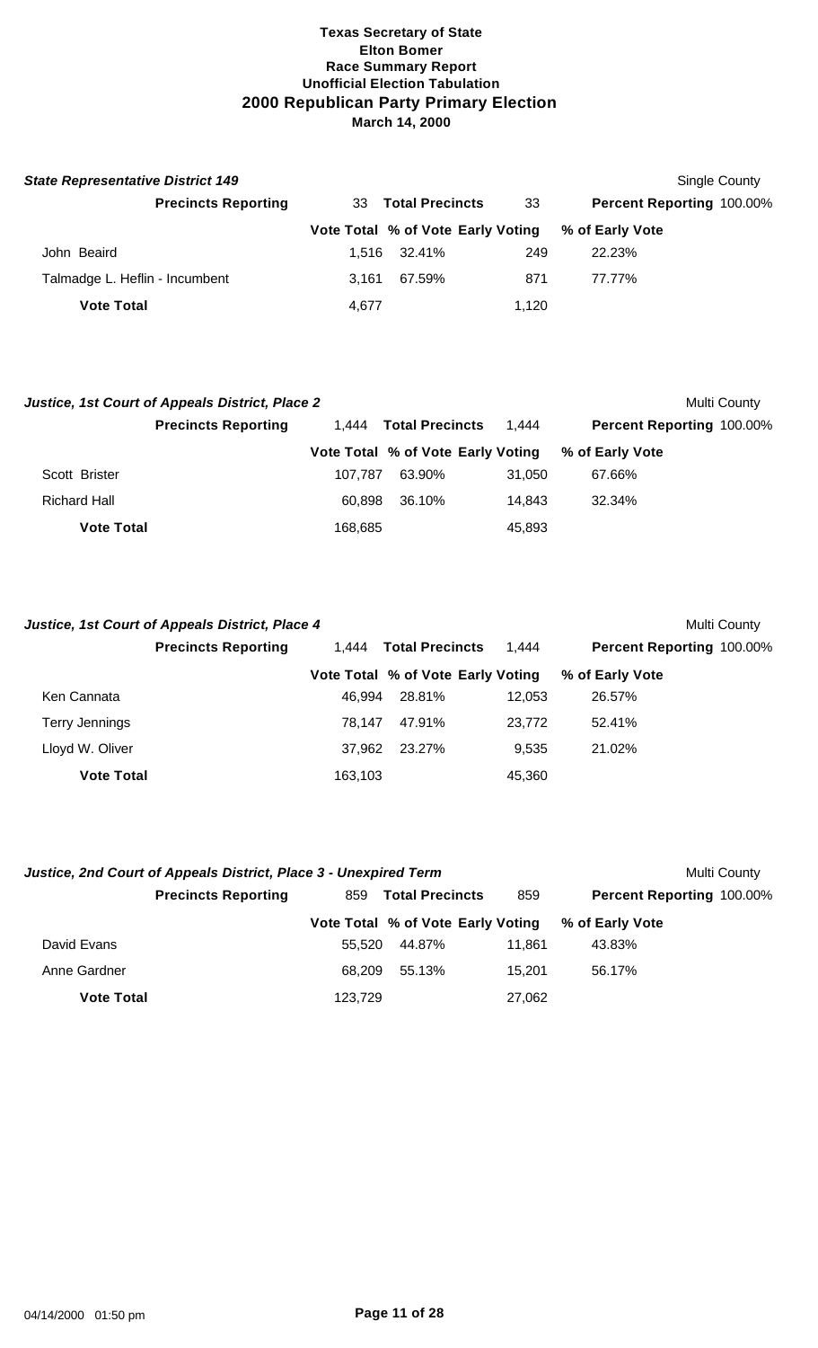**Texas Secretary of State**
**Elton Bomer**
**Race Summary Report**
**Unofficial Election Tabulation**
**2000 Republican Party Primary Election**
**March 14, 2000**

***State Representative District 149*** — Single County

**Precincts Reporting** 33 **Total Precincts** 33 **Percent Reporting** 100.00%

| | Vote Total | % of Vote | Early Voting | % of Early Vote |
|---|---|---|---|---|
| John Beaird | 1,516 | 32.41% | 249 | 22.23% |
| Talmadge L. Heflin - Incumbent | 3,161 | 67.59% | 871 | 77.77% |
| **Vote Total** | 4,677 | | 1,120 | |

***Justice, 1st Court of Appeals District, Place 2*** — Multi County

**Precincts Reporting** 1,444 **Total Precincts** 1,444 **Percent Reporting** 100.00%

| | Vote Total | % of Vote | Early Voting | % of Early Vote |
|---|---|---|---|---|
| Scott Brister | 107,787 | 63.90% | 31,050 | 67.66% |
| Richard Hall | 60,898 | 36.10% | 14,843 | 32.34% |
| **Vote Total** | 168,685 | | 45,893 | |

***Justice, 1st Court of Appeals District, Place 4*** — Multi County

**Precincts Reporting** 1,444 **Total Precincts** 1,444 **Percent Reporting** 100.00%

| | Vote Total | % of Vote | Early Voting | % of Early Vote |
|---|---|---|---|---|
| Ken Cannata | 46,994 | 28.81% | 12,053 | 26.57% |
| Terry Jennings | 78,147 | 47.91% | 23,772 | 52.41% |
| Lloyd W. Oliver | 37,962 | 23.27% | 9,535 | 21.02% |
| **Vote Total** | 163,103 | | 45,360 | |

***Justice, 2nd Court of Appeals District, Place 3 - Unexpired Term*** — Multi County

**Precincts Reporting** 859 **Total Precincts** 859 **Percent Reporting** 100.00%

| | Vote Total | % of Vote | Early Voting | % of Early Vote |
|---|---|---|---|---|
| David Evans | 55,520 | 44.87% | 11,861 | 43.83% |
| Anne Gardner | 68,209 | 55.13% | 15,201 | 56.17% |
| **Vote Total** | 123,729 | | 27,062 | |

04/14/2000 01:50 pm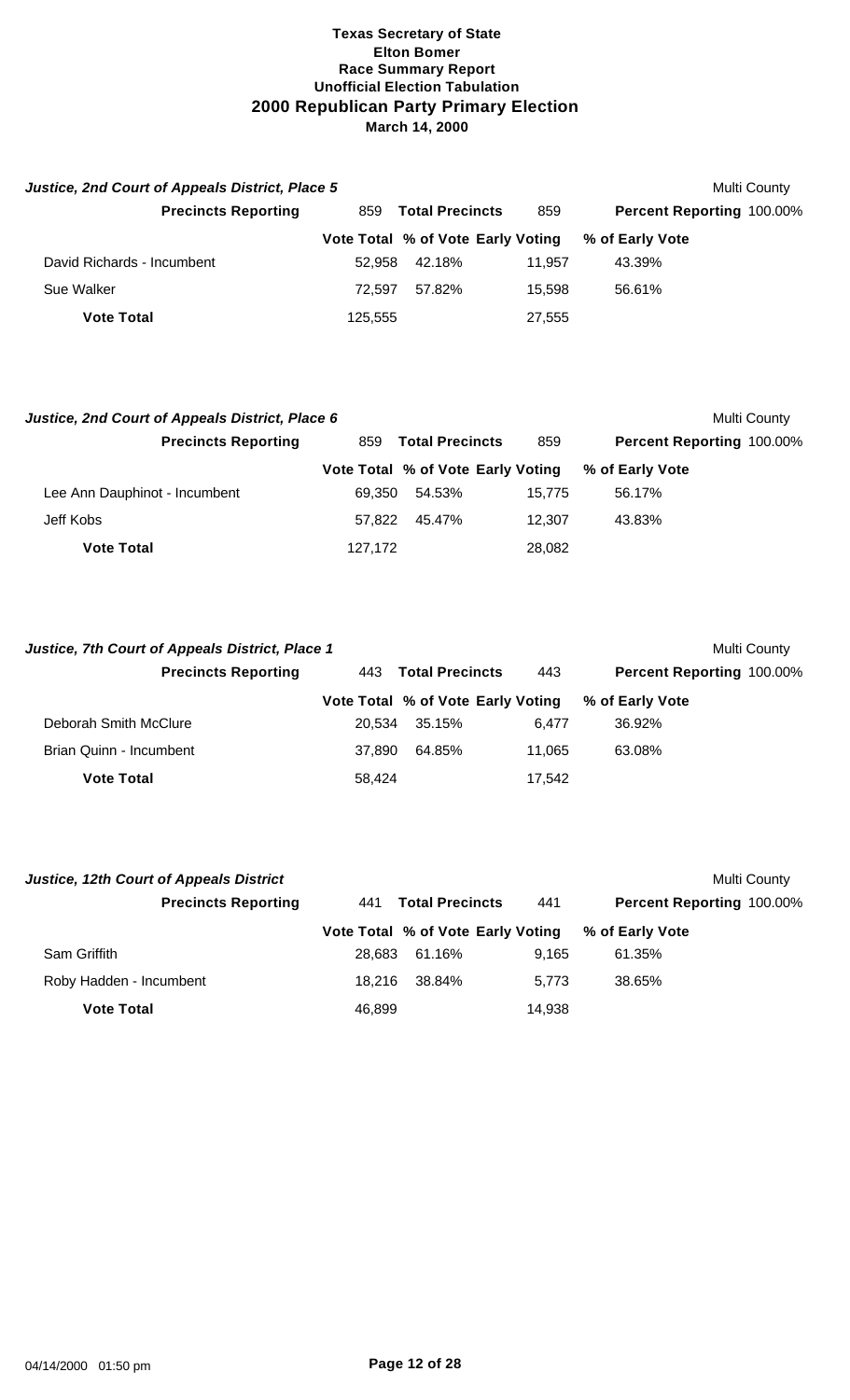**Texas Secretary of State**
**Elton Bomer**
**Race Summary Report**
**Unofficial Election Tabulation**
**2000 Republican Party Primary Election**
**March 14, 2000**

***Justice, 2nd Court of Appeals District, Place 5*** — Multi County

| **Precincts Reporting** | 859 | **Total Precincts** | 859 | **Percent Reporting** 100.00% |
|---|---|---|---|---|
| | **Vote Total** | **% of Vote** | **Early Voting** | **% of Early Vote** |
| David Richards - Incumbent | 52,958 | 42.18% | 11,957 | 43.39% |
| Sue Walker | 72,597 | 57.82% | 15,598 | 56.61% |
| **Vote Total** | 125,555 | | 27,555 | |

***Justice, 2nd Court of Appeals District, Place 6*** — Multi County

| **Precincts Reporting** | 859 | **Total Precincts** | 859 | **Percent Reporting** 100.00% |
|---|---|---|---|---|
| | **Vote Total** | **% of Vote** | **Early Voting** | **% of Early Vote** |
| Lee Ann Dauphinot - Incumbent | 69,350 | 54.53% | 15,775 | 56.17% |
| Jeff Kobs | 57,822 | 45.47% | 12,307 | 43.83% |
| **Vote Total** | 127,172 | | 28,082 | |

***Justice, 7th Court of Appeals District, Place 1*** — Multi County

| **Precincts Reporting** | 443 | **Total Precincts** | 443 | **Percent Reporting** 100.00% |
|---|---|---|---|---|
| | **Vote Total** | **% of Vote** | **Early Voting** | **% of Early Vote** |
| Deborah Smith McClure | 20,534 | 35.15% | 6,477 | 36.92% |
| Brian Quinn - Incumbent | 37,890 | 64.85% | 11,065 | 63.08% |
| **Vote Total** | 58,424 | | 17,542 | |

***Justice, 12th Court of Appeals District*** — Multi County

| **Precincts Reporting** | 441 | **Total Precincts** | 441 | **Percent Reporting** 100.00% |
|---|---|---|---|---|
| | **Vote Total** | **% of Vote** | **Early Voting** | **% of Early Vote** |
| Sam Griffith | 28,683 | 61.16% | 9,165 | 61.35% |
| Roby Hadden - Incumbent | 18,216 | 38.84% | 5,773 | 38.65% |
| **Vote Total** | 46,899 | | 14,938 | |

04/14/2000 01:50 pm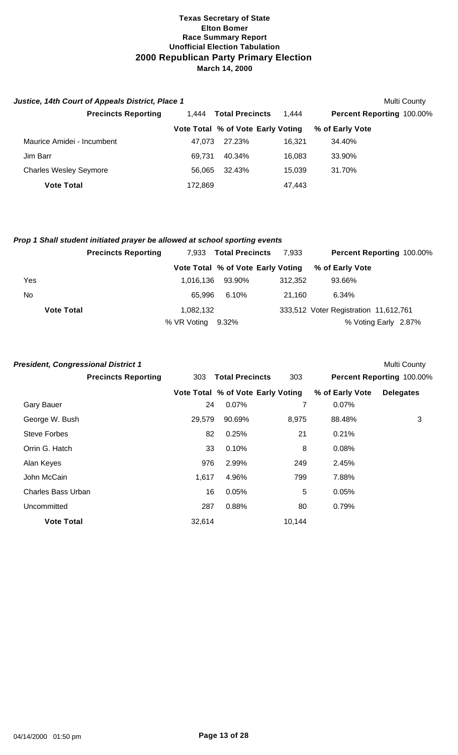# Texas Secretary of State
## Elton Bomer
## Race Summary Report
## Unofficial Election Tabulation
## 2000 Republican Party Primary Election
### March 14, 2000

***Justice, 14th Court of Appeals District, Place 1*** — Multi County

| Precincts Reporting | 1,444 | Total Precincts | 1,444 | Percent Reporting 100.00% |
|---|---|---|---|---|
| | **Vote Total** | **% of Vote** | **Early Voting** | **% of Early Vote** |
| Maurice Amidei - Incumbent | 47,073 | 27.23% | 16,321 | 34.40% |
| Jim Barr | 69,731 | 40.34% | 16,083 | 33.90% |
| Charles Wesley Seymore | 56,065 | 32.43% | 15,039 | 31.70% |
| **Vote Total** | 172,869 | | 47,443 | |

***Prop 1 Shall student initiated prayer be allowed at school sporting events***

| Precincts Reporting | 7,933 | Total Precincts | 7,933 | Percent Reporting 100.00% |
|---|---|---|---|---|
| | **Vote Total** | **% of Vote** | **Early Voting** | **% of Early Vote** |
| Yes | 1,016,136 | 93.90% | 312,352 | 93.66% |
| No | 65,996 | 6.10% | 21,160 | 6.34% |
| **Vote Total** | 1,082,132 | | 333,512 | Voter Registration 11,612,761 |
| | % VR Voting | 9.32% | | % Voting Early 2.87% |

***President, Congressional District 1*** — Multi County

| Precincts Reporting | 303 | Total Precincts | 303 | Percent Reporting 100.00% | |
|---|---|---|---|---|---|
| | **Vote Total** | **% of Vote** | **Early Voting** | **% of Early Vote** | **Delegates** |
| Gary Bauer | 24 | 0.07% | 7 | 0.07% | |
| George W. Bush | 29,579 | 90.69% | 8,975 | 88.48% | 3 |
| Steve Forbes | 82 | 0.25% | 21 | 0.21% | |
| Orrin G. Hatch | 33 | 0.10% | 8 | 0.08% | |
| Alan Keyes | 976 | 2.99% | 249 | 2.45% | |
| John McCain | 1,617 | 4.96% | 799 | 7.88% | |
| Charles Bass Urban | 16 | 0.05% | 5 | 0.05% | |
| Uncommitted | 287 | 0.88% | 80 | 0.79% | |
| **Vote Total** | 32,614 | | 10,144 | | |

04/14/2000 01:50 pm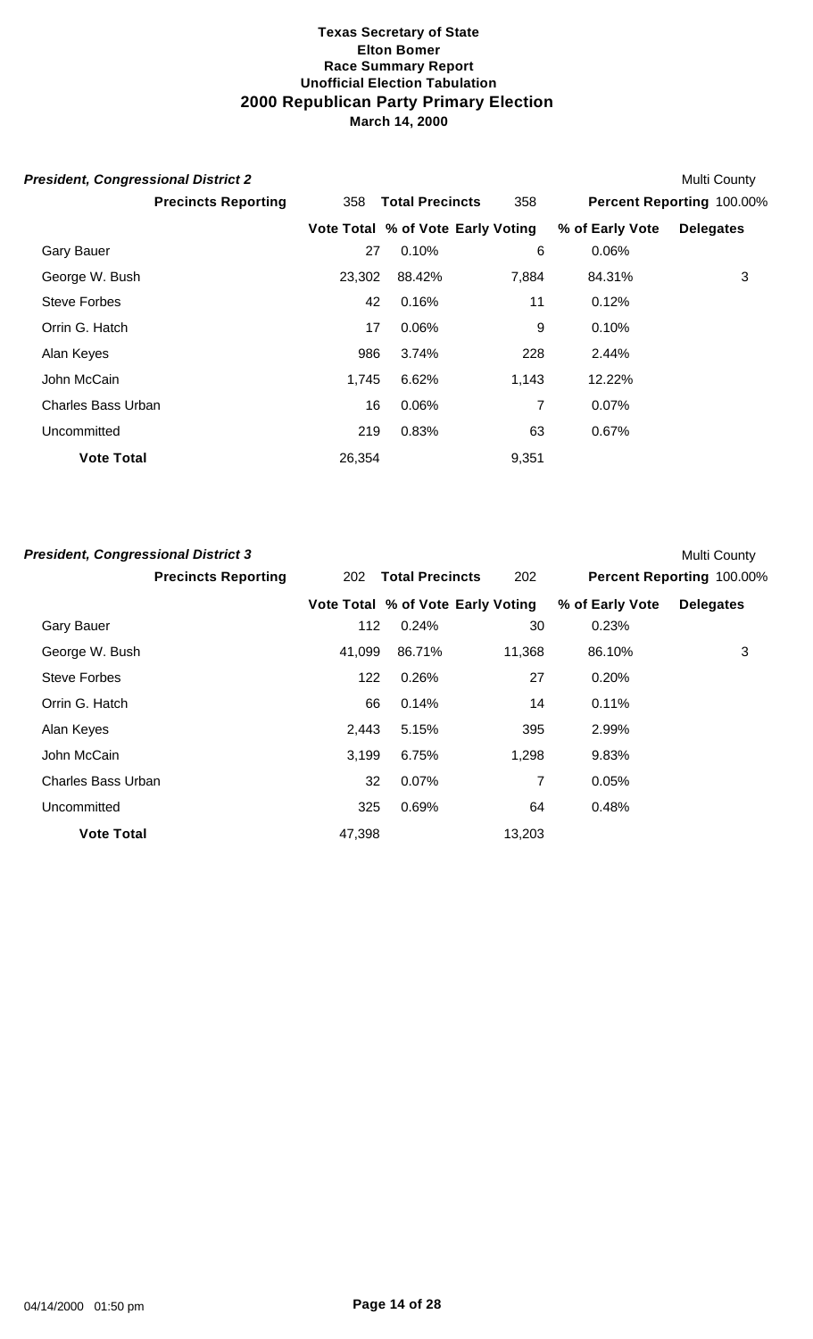**Texas Secretary of State**
**Elton Bomer**
**Race Summary Report**
**Unofficial Election Tabulation**
## 2000 Republican Party Primary Election
**March 14, 2000**

### *President, Congressional District 2*

Multi County

**Precincts Reporting** 358 **Total Precincts** 358 **Percent Reporting** 100.00%

| | Vote Total | % of Vote | Early Voting | % of Early Vote | Delegates |
|---|---|---|---|---|---|
| Gary Bauer | 27 | 0.10% | 6 | 0.06% | |
| George W. Bush | 23,302 | 88.42% | 7,884 | 84.31% | 3 |
| Steve Forbes | 42 | 0.16% | 11 | 0.12% | |
| Orrin G. Hatch | 17 | 0.06% | 9 | 0.10% | |
| Alan Keyes | 986 | 3.74% | 228 | 2.44% | |
| John McCain | 1,745 | 6.62% | 1,143 | 12.22% | |
| Charles Bass Urban | 16 | 0.06% | 7 | 0.07% | |
| Uncommitted | 219 | 0.83% | 63 | 0.67% | |
| **Vote Total** | 26,354 | | 9,351 | | |

### *President, Congressional District 3*

Multi County

**Precincts Reporting** 202 **Total Precincts** 202 **Percent Reporting** 100.00%

| | Vote Total | % of Vote | Early Voting | % of Early Vote | Delegates |
|---|---|---|---|---|---|
| Gary Bauer | 112 | 0.24% | 30 | 0.23% | |
| George W. Bush | 41,099 | 86.71% | 11,368 | 86.10% | 3 |
| Steve Forbes | 122 | 0.26% | 27 | 0.20% | |
| Orrin G. Hatch | 66 | 0.14% | 14 | 0.11% | |
| Alan Keyes | 2,443 | 5.15% | 395 | 2.99% | |
| John McCain | 3,199 | 6.75% | 1,298 | 9.83% | |
| Charles Bass Urban | 32 | 0.07% | 7 | 0.05% | |
| Uncommitted | 325 | 0.69% | 64 | 0.48% | |
| **Vote Total** | 47,398 | | 13,203 | | |

04/14/2000 01:50 pm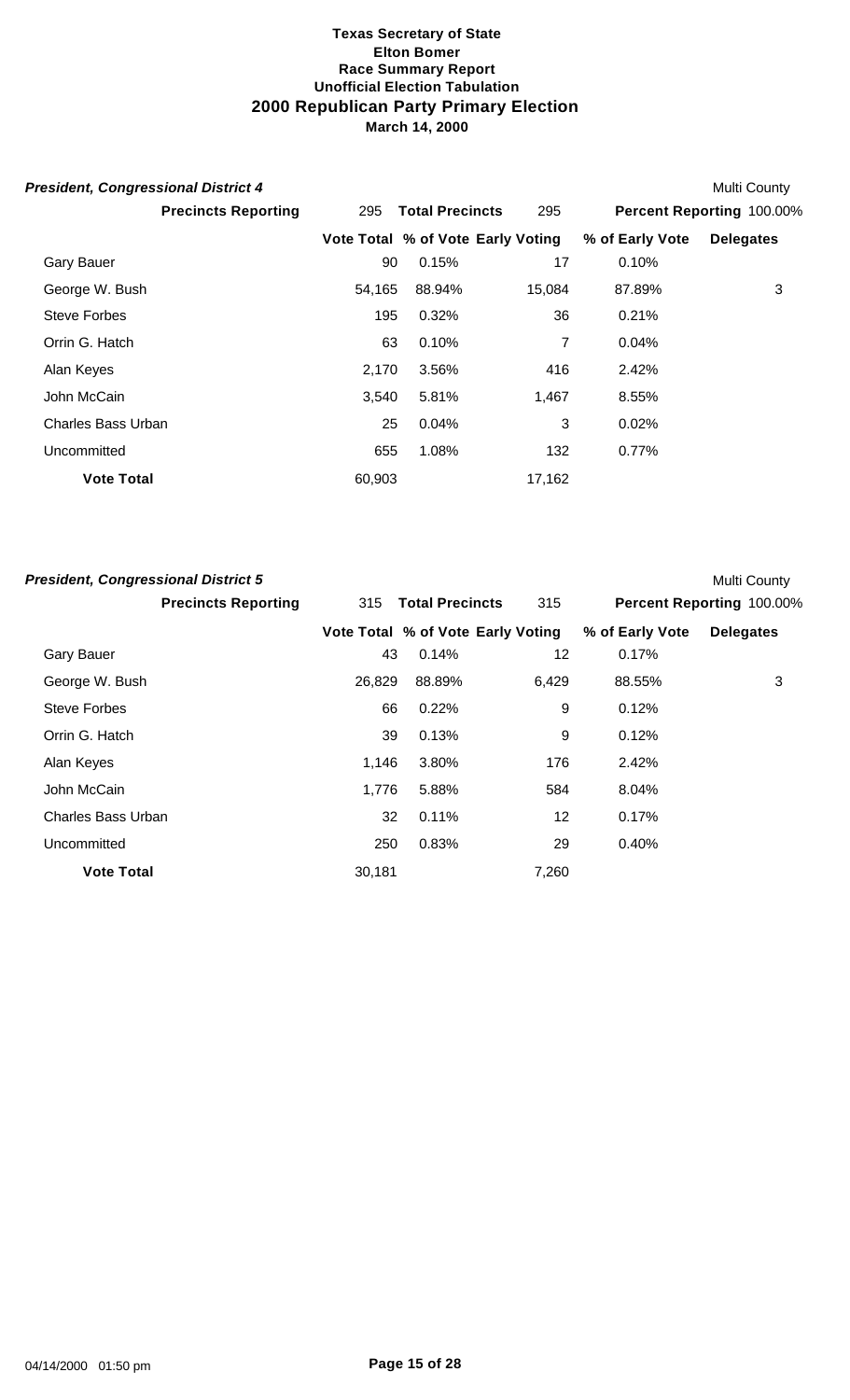**Texas Secretary of State**
**Elton Bomer**
**Race Summary Report**
**Unofficial Election Tabulation**
# 2000 Republican Party Primary Election
**March 14, 2000**

***President, Congressional District 4*** Multi County

**Precincts Reporting** 295 **Total Precincts** 295 **Percent Reporting** 100.00%

| | Vote Total | % of Vote | Early Voting | % of Early Vote | Delegates |
|---|---|---|---|---|---|
| Gary Bauer | 90 | 0.15% | 17 | 0.10% | |
| George W. Bush | 54,165 | 88.94% | 15,084 | 87.89% | 3 |
| Steve Forbes | 195 | 0.32% | 36 | 0.21% | |
| Orrin G. Hatch | 63 | 0.10% | 7 | 0.04% | |
| Alan Keyes | 2,170 | 3.56% | 416 | 2.42% | |
| John McCain | 3,540 | 5.81% | 1,467 | 8.55% | |
| Charles Bass Urban | 25 | 0.04% | 3 | 0.02% | |
| Uncommitted | 655 | 1.08% | 132 | 0.77% | |
| **Vote Total** | 60,903 | | 17,162 | | |

***President, Congressional District 5*** Multi County

**Precincts Reporting** 315 **Total Precincts** 315 **Percent Reporting** 100.00%

| | Vote Total | % of Vote | Early Voting | % of Early Vote | Delegates |
|---|---|---|---|---|---|
| Gary Bauer | 43 | 0.14% | 12 | 0.17% | |
| George W. Bush | 26,829 | 88.89% | 6,429 | 88.55% | 3 |
| Steve Forbes | 66 | 0.22% | 9 | 0.12% | |
| Orrin G. Hatch | 39 | 0.13% | 9 | 0.12% | |
| Alan Keyes | 1,146 | 3.80% | 176 | 2.42% | |
| John McCain | 1,776 | 5.88% | 584 | 8.04% | |
| Charles Bass Urban | 32 | 0.11% | 12 | 0.17% | |
| Uncommitted | 250 | 0.83% | 29 | 0.40% | |
| **Vote Total** | 30,181 | | 7,260 | | |

04/14/2000 01:50 pm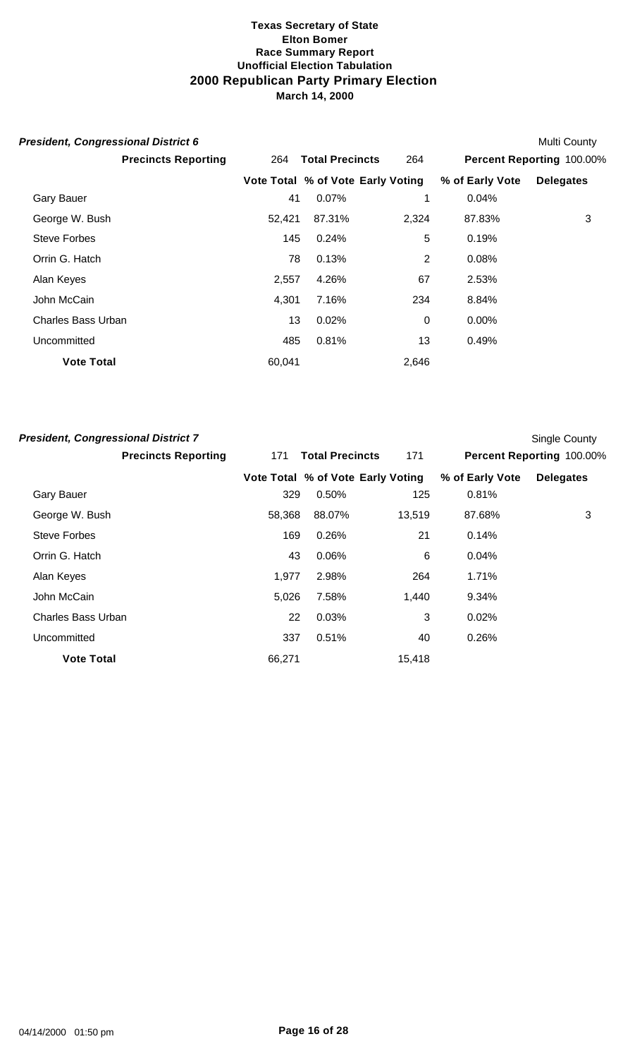**Texas Secretary of State**
**Elton Bomer**
**Race Summary Report**
**Unofficial Election Tabulation**
## 2000 Republican Party Primary Election
**March 14, 2000**

### *President, Congressional District 6*

Multi County

| Precincts Reporting | 264 | Total Precincts | 264 | Percent Reporting 100.00% | |
|---|---|---|---|---|---|
| | **Vote Total** | **% of Vote** | **Early Voting** | **% of Early Vote** | **Delegates** |
| Gary Bauer | 41 | 0.07% | 1 | 0.04% | |
| George W. Bush | 52,421 | 87.31% | 2,324 | 87.83% | 3 |
| Steve Forbes | 145 | 0.24% | 5 | 0.19% | |
| Orrin G. Hatch | 78 | 0.13% | 2 | 0.08% | |
| Alan Keyes | 2,557 | 4.26% | 67 | 2.53% | |
| John McCain | 4,301 | 7.16% | 234 | 8.84% | |
| Charles Bass Urban | 13 | 0.02% | 0 | 0.00% | |
| Uncommitted | 485 | 0.81% | 13 | 0.49% | |
| **Vote Total** | 60,041 | | 2,646 | | |

### *President, Congressional District 7*

Single County

| Precincts Reporting | 171 | Total Precincts | 171 | Percent Reporting 100.00% | |
|---|---|---|---|---|---|
| | **Vote Total** | **% of Vote** | **Early Voting** | **% of Early Vote** | **Delegates** |
| Gary Bauer | 329 | 0.50% | 125 | 0.81% | |
| George W. Bush | 58,368 | 88.07% | 13,519 | 87.68% | 3 |
| Steve Forbes | 169 | 0.26% | 21 | 0.14% | |
| Orrin G. Hatch | 43 | 0.06% | 6 | 0.04% | |
| Alan Keyes | 1,977 | 2.98% | 264 | 1.71% | |
| John McCain | 5,026 | 7.58% | 1,440 | 9.34% | |
| Charles Bass Urban | 22 | 0.03% | 3 | 0.02% | |
| Uncommitted | 337 | 0.51% | 40 | 0.26% | |
| **Vote Total** | 66,271 | | 15,418 | | |

04/14/2000 01:50 pm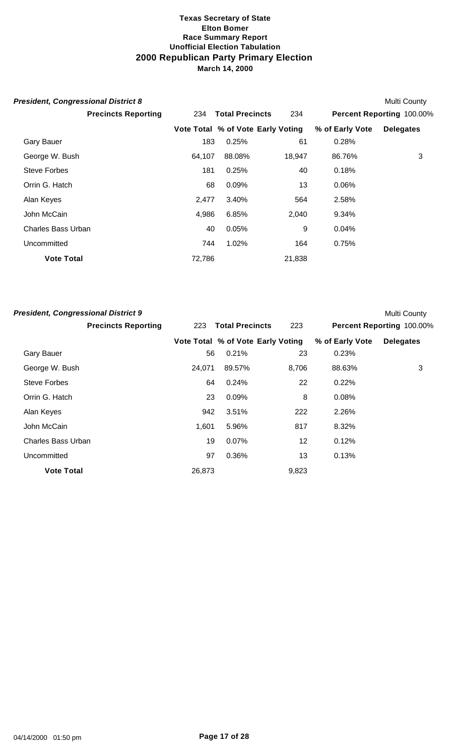**Texas Secretary of State**
**Elton Bomer**
**Race Summary Report**
**Unofficial Election Tabulation**
## 2000 Republican Party Primary Election
**March 14, 2000**

### *President, Congressional District 8*

Multi County

**Precincts Reporting** 234 **Total Precincts** 234 **Percent Reporting** 100.00%

| | Vote Total | % of Vote | Early Voting | % of Early Vote | Delegates |
|---|---|---|---|---|---|
| Gary Bauer | 183 | 0.25% | 61 | 0.28% | |
| George W. Bush | 64,107 | 88.08% | 18,947 | 86.76% | 3 |
| Steve Forbes | 181 | 0.25% | 40 | 0.18% | |
| Orrin G. Hatch | 68 | 0.09% | 13 | 0.06% | |
| Alan Keyes | 2,477 | 3.40% | 564 | 2.58% | |
| John McCain | 4,986 | 6.85% | 2,040 | 9.34% | |
| Charles Bass Urban | 40 | 0.05% | 9 | 0.04% | |
| Uncommitted | 744 | 1.02% | 164 | 0.75% | |
| **Vote Total** | 72,786 | | 21,838 | | |

### *President, Congressional District 9*

Multi County

**Precincts Reporting** 223 **Total Precincts** 223 **Percent Reporting** 100.00%

| | Vote Total | % of Vote | Early Voting | % of Early Vote | Delegates |
|---|---|---|---|---|---|
| Gary Bauer | 56 | 0.21% | 23 | 0.23% | |
| George W. Bush | 24,071 | 89.57% | 8,706 | 88.63% | 3 |
| Steve Forbes | 64 | 0.24% | 22 | 0.22% | |
| Orrin G. Hatch | 23 | 0.09% | 8 | 0.08% | |
| Alan Keyes | 942 | 3.51% | 222 | 2.26% | |
| John McCain | 1,601 | 5.96% | 817 | 8.32% | |
| Charles Bass Urban | 19 | 0.07% | 12 | 0.12% | |
| Uncommitted | 97 | 0.36% | 13 | 0.13% | |
| **Vote Total** | 26,873 | | 9,823 | | |

04/14/2000 01:50 pm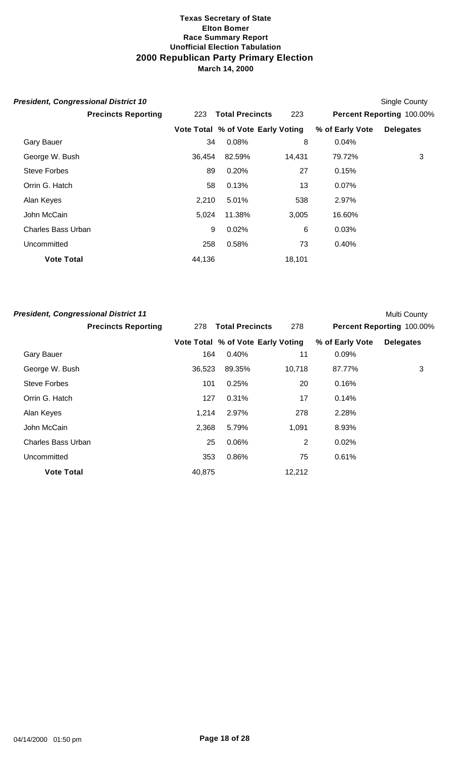**Texas Secretary of State**
**Elton Bomer**
**Race Summary Report**
**Unofficial Election Tabulation**
## 2000 Republican Party Primary Election
**March 14, 2000**

### *President, Congressional District 10*

Single County

**Precincts Reporting** 223 **Total Precincts** 223 **Percent Reporting** 100.00%

| | Vote Total | % of Vote | Early Voting | % of Early Vote | Delegates |
|---|---|---|---|---|---|
| Gary Bauer | 34 | 0.08% | 8 | 0.04% | |
| George W. Bush | 36,454 | 82.59% | 14,431 | 79.72% | 3 |
| Steve Forbes | 89 | 0.20% | 27 | 0.15% | |
| Orrin G. Hatch | 58 | 0.13% | 13 | 0.07% | |
| Alan Keyes | 2,210 | 5.01% | 538 | 2.97% | |
| John McCain | 5,024 | 11.38% | 3,005 | 16.60% | |
| Charles Bass Urban | 9 | 0.02% | 6 | 0.03% | |
| Uncommitted | 258 | 0.58% | 73 | 0.40% | |
| **Vote Total** | 44,136 | | 18,101 | | |

### *President, Congressional District 11*

Multi County

**Precincts Reporting** 278 **Total Precincts** 278 **Percent Reporting** 100.00%

| | Vote Total | % of Vote | Early Voting | % of Early Vote | Delegates |
|---|---|---|---|---|---|
| Gary Bauer | 164 | 0.40% | 11 | 0.09% | |
| George W. Bush | 36,523 | 89.35% | 10,718 | 87.77% | 3 |
| Steve Forbes | 101 | 0.25% | 20 | 0.16% | |
| Orrin G. Hatch | 127 | 0.31% | 17 | 0.14% | |
| Alan Keyes | 1,214 | 2.97% | 278 | 2.28% | |
| John McCain | 2,368 | 5.79% | 1,091 | 8.93% | |
| Charles Bass Urban | 25 | 0.06% | 2 | 0.02% | |
| Uncommitted | 353 | 0.86% | 75 | 0.61% | |
| **Vote Total** | 40,875 | | 12,212 | | |

04/14/2000 01:50 pm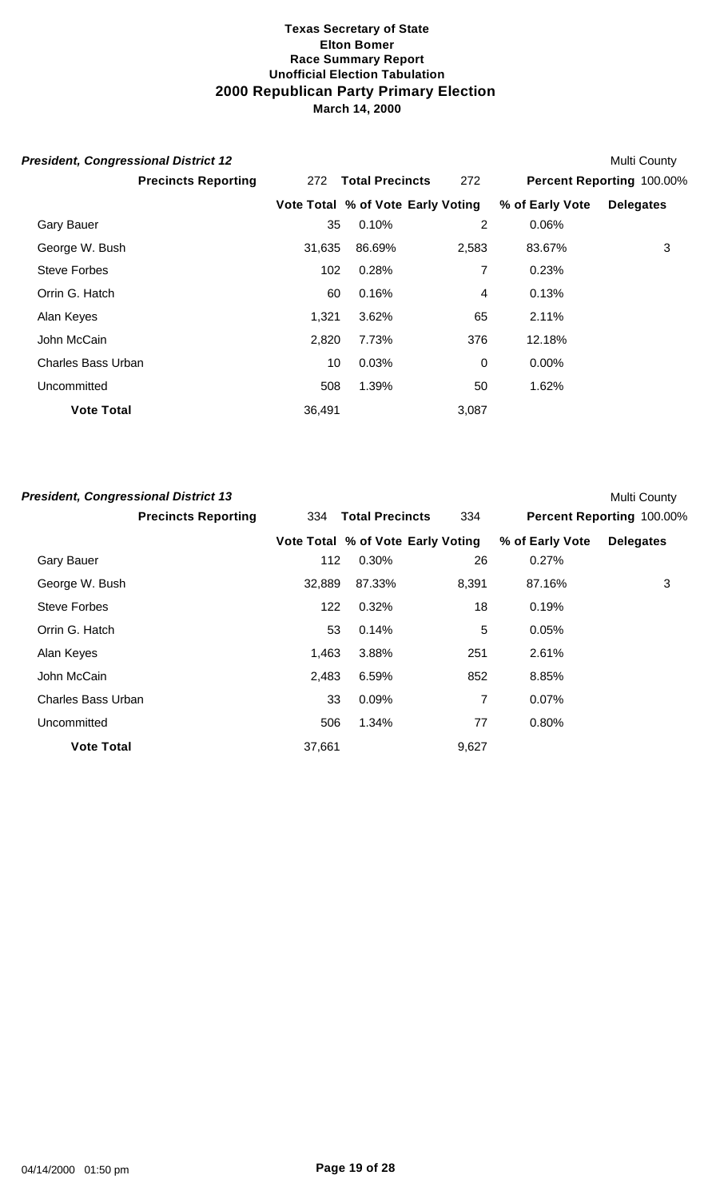# Texas Secretary of State
## Elton Bomer
### Race Summary Report
### Unofficial Election Tabulation
## 2000 Republican Party Primary Election
### March 14, 2000

***President, Congressional District 12*** — Multi County

**Precincts Reporting** 272 **Total Precincts** 272 **Percent Reporting** 100.00%

| | Vote Total | % of Vote | Early Voting | % of Early Vote | Delegates |
|---|---|---|---|---|---|
| Gary Bauer | 35 | 0.10% | 2 | 0.06% | |
| George W. Bush | 31,635 | 86.69% | 2,583 | 83.67% | 3 |
| Steve Forbes | 102 | 0.28% | 7 | 0.23% | |
| Orrin G. Hatch | 60 | 0.16% | 4 | 0.13% | |
| Alan Keyes | 1,321 | 3.62% | 65 | 2.11% | |
| John McCain | 2,820 | 7.73% | 376 | 12.18% | |
| Charles Bass Urban | 10 | 0.03% | 0 | 0.00% | |
| Uncommitted | 508 | 1.39% | 50 | 1.62% | |
| **Vote Total** | 36,491 | | 3,087 | | |

***President, Congressional District 13*** — Multi County

**Precincts Reporting** 334 **Total Precincts** 334 **Percent Reporting** 100.00%

| | Vote Total | % of Vote | Early Voting | % of Early Vote | Delegates |
|---|---|---|---|---|---|
| Gary Bauer | 112 | 0.30% | 26 | 0.27% | |
| George W. Bush | 32,889 | 87.33% | 8,391 | 87.16% | 3 |
| Steve Forbes | 122 | 0.32% | 18 | 0.19% | |
| Orrin G. Hatch | 53 | 0.14% | 5 | 0.05% | |
| Alan Keyes | 1,463 | 3.88% | 251 | 2.61% | |
| John McCain | 2,483 | 6.59% | 852 | 8.85% | |
| Charles Bass Urban | 33 | 0.09% | 7 | 0.07% | |
| Uncommitted | 506 | 1.34% | 77 | 0.80% | |
| **Vote Total** | 37,661 | | 9,627 | | |

04/14/2000 01:50 pm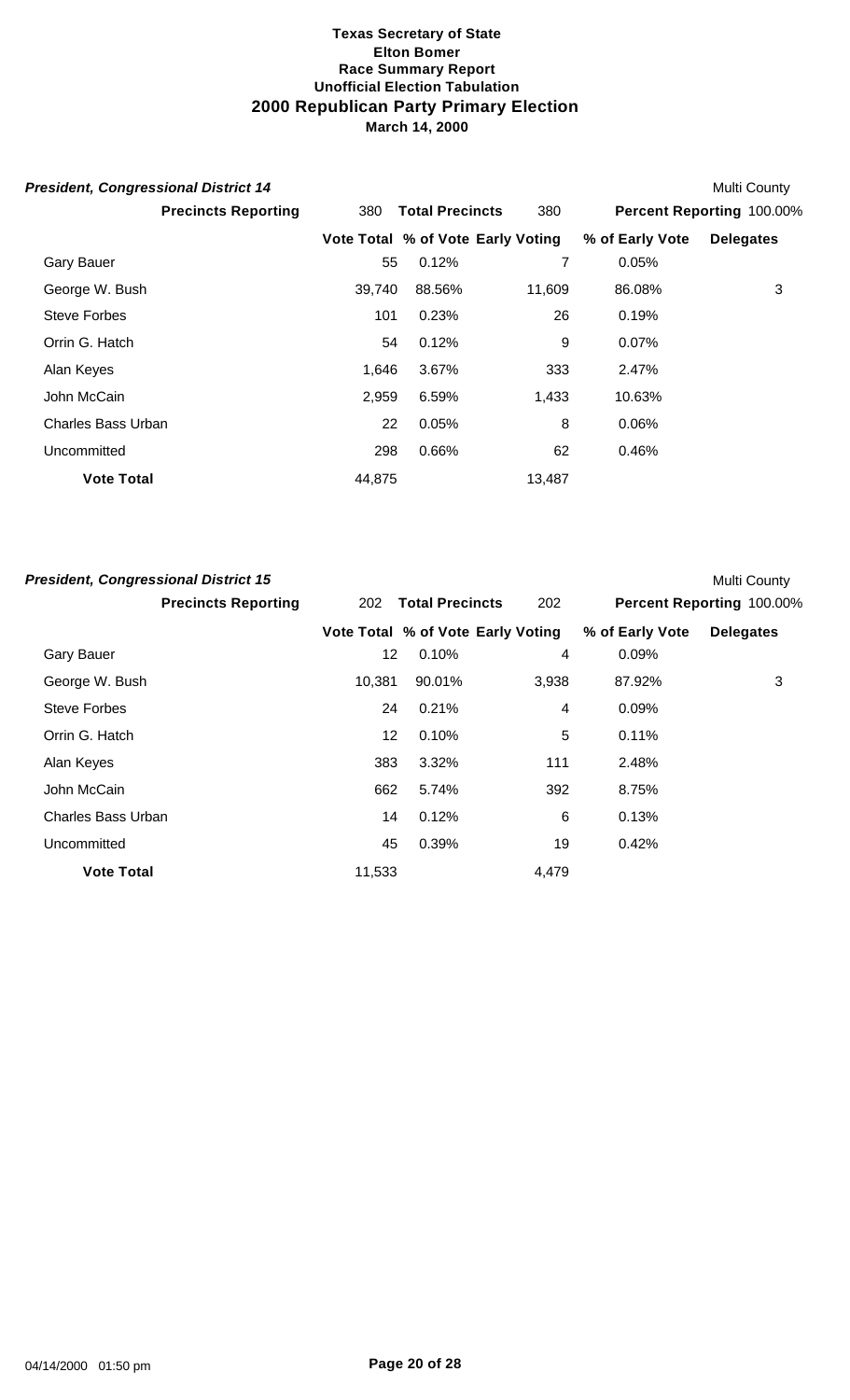**Texas Secretary of State**
**Elton Bomer**
**Race Summary Report**
**Unofficial Election Tabulation**

# 2000 Republican Party Primary Election

**March 14, 2000**

***President, Congressional District 14*** — Multi County

**Precincts Reporting** 380 **Total Precincts** 380 **Percent Reporting** 100.00%

| | Vote Total | % of Vote | Early Voting | % of Early Vote | Delegates |
|---|---|---|---|---|---|
| Gary Bauer | 55 | 0.12% | 7 | 0.05% | |
| George W. Bush | 39,740 | 88.56% | 11,609 | 86.08% | 3 |
| Steve Forbes | 101 | 0.23% | 26 | 0.19% | |
| Orrin G. Hatch | 54 | 0.12% | 9 | 0.07% | |
| Alan Keyes | 1,646 | 3.67% | 333 | 2.47% | |
| John McCain | 2,959 | 6.59% | 1,433 | 10.63% | |
| Charles Bass Urban | 22 | 0.05% | 8 | 0.06% | |
| Uncommitted | 298 | 0.66% | 62 | 0.46% | |
| **Vote Total** | 44,875 | | 13,487 | | |

***President, Congressional District 15*** — Multi County

**Precincts Reporting** 202 **Total Precincts** 202 **Percent Reporting** 100.00%

| | Vote Total | % of Vote | Early Voting | % of Early Vote | Delegates |
|---|---|---|---|---|---|
| Gary Bauer | 12 | 0.10% | 4 | 0.09% | |
| George W. Bush | 10,381 | 90.01% | 3,938 | 87.92% | 3 |
| Steve Forbes | 24 | 0.21% | 4 | 0.09% | |
| Orrin G. Hatch | 12 | 0.10% | 5 | 0.11% | |
| Alan Keyes | 383 | 3.32% | 111 | 2.48% | |
| John McCain | 662 | 5.74% | 392 | 8.75% | |
| Charles Bass Urban | 14 | 0.12% | 6 | 0.13% | |
| Uncommitted | 45 | 0.39% | 19 | 0.42% | |
| **Vote Total** | 11,533 | | 4,479 | | |

04/14/2000 01:50 pm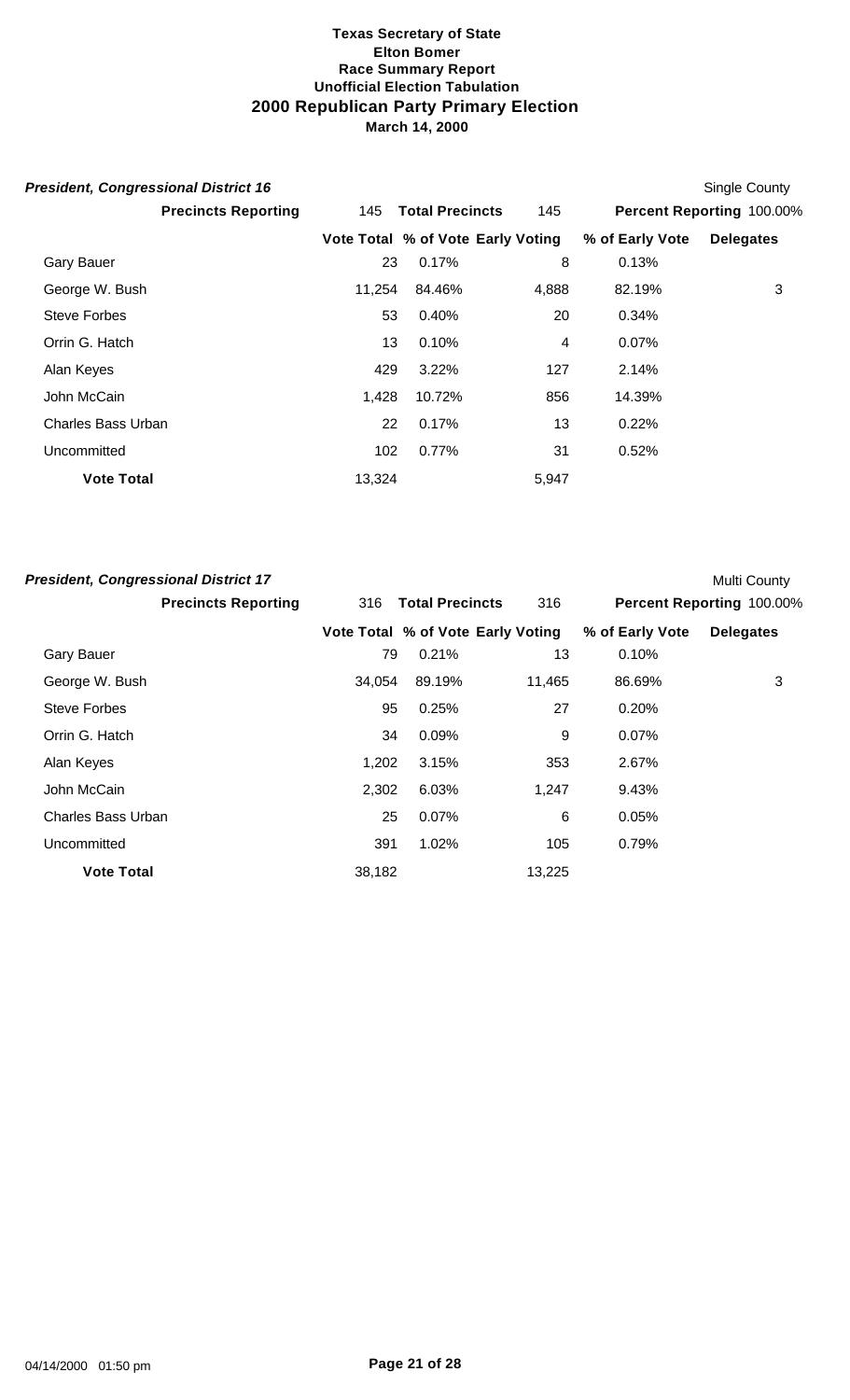**Texas Secretary of State**
**Elton Bomer**
**Race Summary Report**
**Unofficial Election Tabulation**

# 2000 Republican Party Primary Election

**March 14, 2000**

***President, Congressional District 16*** — Single County

**Precincts Reporting** 145 **Total Precincts** 145 **Percent Reporting** 100.00%

| | Vote Total | % of Vote | Early Voting | % of Early Vote | Delegates |
|---|---|---|---|---|---|
| Gary Bauer | 23 | 0.17% | 8 | 0.13% | |
| George W. Bush | 11,254 | 84.46% | 4,888 | 82.19% | 3 |
| Steve Forbes | 53 | 0.40% | 20 | 0.34% | |
| Orrin G. Hatch | 13 | 0.10% | 4 | 0.07% | |
| Alan Keyes | 429 | 3.22% | 127 | 2.14% | |
| John McCain | 1,428 | 10.72% | 856 | 14.39% | |
| Charles Bass Urban | 22 | 0.17% | 13 | 0.22% | |
| Uncommitted | 102 | 0.77% | 31 | 0.52% | |
| **Vote Total** | 13,324 | | 5,947 | | |

***President, Congressional District 17*** — Multi County

**Precincts Reporting** 316 **Total Precincts** 316 **Percent Reporting** 100.00%

| | Vote Total | % of Vote | Early Voting | % of Early Vote | Delegates |
|---|---|---|---|---|---|
| Gary Bauer | 79 | 0.21% | 13 | 0.10% | |
| George W. Bush | 34,054 | 89.19% | 11,465 | 86.69% | 3 |
| Steve Forbes | 95 | 0.25% | 27 | 0.20% | |
| Orrin G. Hatch | 34 | 0.09% | 9 | 0.07% | |
| Alan Keyes | 1,202 | 3.15% | 353 | 2.67% | |
| John McCain | 2,302 | 6.03% | 1,247 | 9.43% | |
| Charles Bass Urban | 25 | 0.07% | 6 | 0.05% | |
| Uncommitted | 391 | 1.02% | 105 | 0.79% | |
| **Vote Total** | 38,182 | | 13,225 | | |

04/14/2000 01:50 pm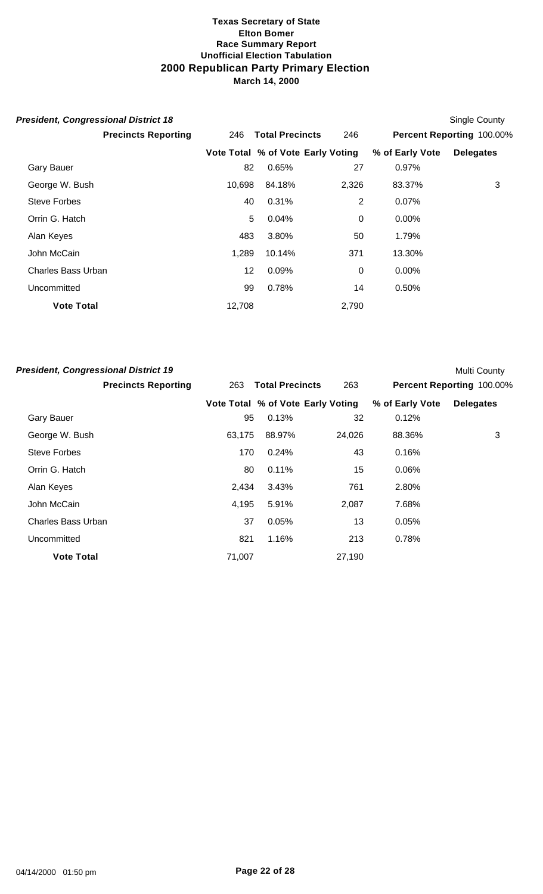**Texas Secretary of State**
**Elton Bomer**
**Race Summary Report**
**Unofficial Election Tabulation**
## 2000 Republican Party Primary Election
**March 14, 2000**

### *President, Congressional District 18*

Single County

**Precincts Reporting** 246 **Total Precincts** 246 **Percent Reporting** 100.00%

| | Vote Total | % of Vote | Early Voting | % of Early Vote | Delegates |
|---|---|---|---|---|---|
| Gary Bauer | 82 | 0.65% | 27 | 0.97% | |
| George W. Bush | 10,698 | 84.18% | 2,326 | 83.37% | 3 |
| Steve Forbes | 40 | 0.31% | 2 | 0.07% | |
| Orrin G. Hatch | 5 | 0.04% | 0 | 0.00% | |
| Alan Keyes | 483 | 3.80% | 50 | 1.79% | |
| John McCain | 1,289 | 10.14% | 371 | 13.30% | |
| Charles Bass Urban | 12 | 0.09% | 0 | 0.00% | |
| Uncommitted | 99 | 0.78% | 14 | 0.50% | |
| **Vote Total** | 12,708 | | 2,790 | | |

### *President, Congressional District 19*

Multi County

**Precincts Reporting** 263 **Total Precincts** 263 **Percent Reporting** 100.00%

| | Vote Total | % of Vote | Early Voting | % of Early Vote | Delegates |
|---|---|---|---|---|---|
| Gary Bauer | 95 | 0.13% | 32 | 0.12% | |
| George W. Bush | 63,175 | 88.97% | 24,026 | 88.36% | 3 |
| Steve Forbes | 170 | 0.24% | 43 | 0.16% | |
| Orrin G. Hatch | 80 | 0.11% | 15 | 0.06% | |
| Alan Keyes | 2,434 | 3.43% | 761 | 2.80% | |
| John McCain | 4,195 | 5.91% | 2,087 | 7.68% | |
| Charles Bass Urban | 37 | 0.05% | 13 | 0.05% | |
| Uncommitted | 821 | 1.16% | 213 | 0.78% | |
| **Vote Total** | 71,007 | | 27,190 | | |

04/14/2000 01:50 pm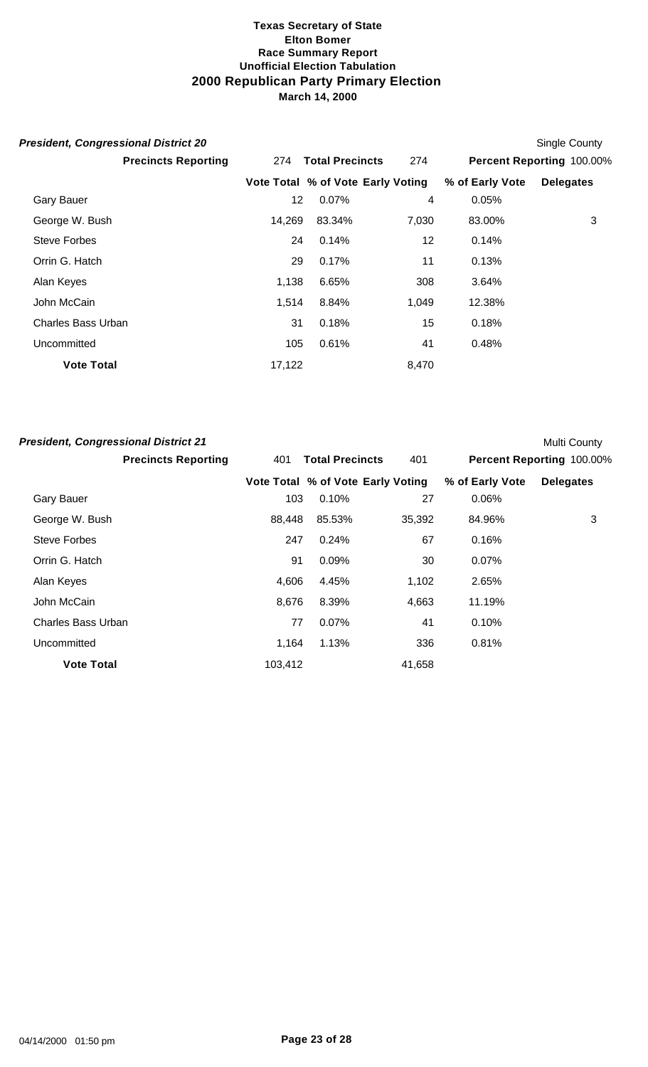**Texas Secretary of State**
**Elton Bomer**
**Race Summary Report**
**Unofficial Election Tabulation**
## 2000 Republican Party Primary Election
**March 14, 2000**

***President, Congressional District 20*** — Single County

**Precincts Reporting** 274 **Total Precincts** 274 **Percent Reporting** 100.00%

| | Vote Total | % of Vote | Early Voting | % of Early Vote | Delegates |
|---|---|---|---|---|---|
| Gary Bauer | 12 | 0.07% | 4 | 0.05% | |
| George W. Bush | 14,269 | 83.34% | 7,030 | 83.00% | 3 |
| Steve Forbes | 24 | 0.14% | 12 | 0.14% | |
| Orrin G. Hatch | 29 | 0.17% | 11 | 0.13% | |
| Alan Keyes | 1,138 | 6.65% | 308 | 3.64% | |
| John McCain | 1,514 | 8.84% | 1,049 | 12.38% | |
| Charles Bass Urban | 31 | 0.18% | 15 | 0.18% | |
| Uncommitted | 105 | 0.61% | 41 | 0.48% | |
| **Vote Total** | 17,122 | | 8,470 | | |

***President, Congressional District 21*** — Multi County

**Precincts Reporting** 401 **Total Precincts** 401 **Percent Reporting** 100.00%

| | Vote Total | % of Vote | Early Voting | % of Early Vote | Delegates |
|---|---|---|---|---|---|
| Gary Bauer | 103 | 0.10% | 27 | 0.06% | |
| George W. Bush | 88,448 | 85.53% | 35,392 | 84.96% | 3 |
| Steve Forbes | 247 | 0.24% | 67 | 0.16% | |
| Orrin G. Hatch | 91 | 0.09% | 30 | 0.07% | |
| Alan Keyes | 4,606 | 4.45% | 1,102 | 2.65% | |
| John McCain | 8,676 | 8.39% | 4,663 | 11.19% | |
| Charles Bass Urban | 77 | 0.07% | 41 | 0.10% | |
| Uncommitted | 1,164 | 1.13% | 336 | 0.81% | |
| **Vote Total** | 103,412 | | 41,658 | | |

04/14/2000 01:50 pm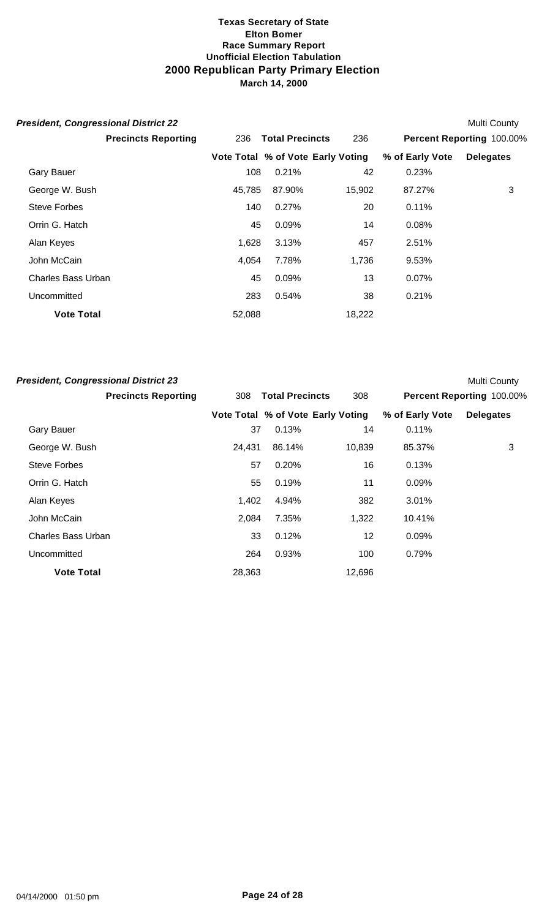**Texas Secretary of State**
**Elton Bomer**
**Race Summary Report**
**Unofficial Election Tabulation**
## 2000 Republican Party Primary Election
**March 14, 2000**

***President, Congressional District 22*** — Multi County

**Precincts Reporting** 236 **Total Precincts** 236 **Percent Reporting** 100.00%

| | Vote Total | % of Vote | Early Voting | % of Early Vote | Delegates |
|---|---|---|---|---|---|
| Gary Bauer | 108 | 0.21% | 42 | 0.23% | |
| George W. Bush | 45,785 | 87.90% | 15,902 | 87.27% | 3 |
| Steve Forbes | 140 | 0.27% | 20 | 0.11% | |
| Orrin G. Hatch | 45 | 0.09% | 14 | 0.08% | |
| Alan Keyes | 1,628 | 3.13% | 457 | 2.51% | |
| John McCain | 4,054 | 7.78% | 1,736 | 9.53% | |
| Charles Bass Urban | 45 | 0.09% | 13 | 0.07% | |
| Uncommitted | 283 | 0.54% | 38 | 0.21% | |
| **Vote Total** | 52,088 | | 18,222 | | |

***President, Congressional District 23*** — Multi County

**Precincts Reporting** 308 **Total Precincts** 308 **Percent Reporting** 100.00%

| | Vote Total | % of Vote | Early Voting | % of Early Vote | Delegates |
|---|---|---|---|---|---|
| Gary Bauer | 37 | 0.13% | 14 | 0.11% | |
| George W. Bush | 24,431 | 86.14% | 10,839 | 85.37% | 3 |
| Steve Forbes | 57 | 0.20% | 16 | 0.13% | |
| Orrin G. Hatch | 55 | 0.19% | 11 | 0.09% | |
| Alan Keyes | 1,402 | 4.94% | 382 | 3.01% | |
| John McCain | 2,084 | 7.35% | 1,322 | 10.41% | |
| Charles Bass Urban | 33 | 0.12% | 12 | 0.09% | |
| Uncommitted | 264 | 0.93% | 100 | 0.79% | |
| **Vote Total** | 28,363 | | 12,696 | | |

04/14/2000 01:50 pm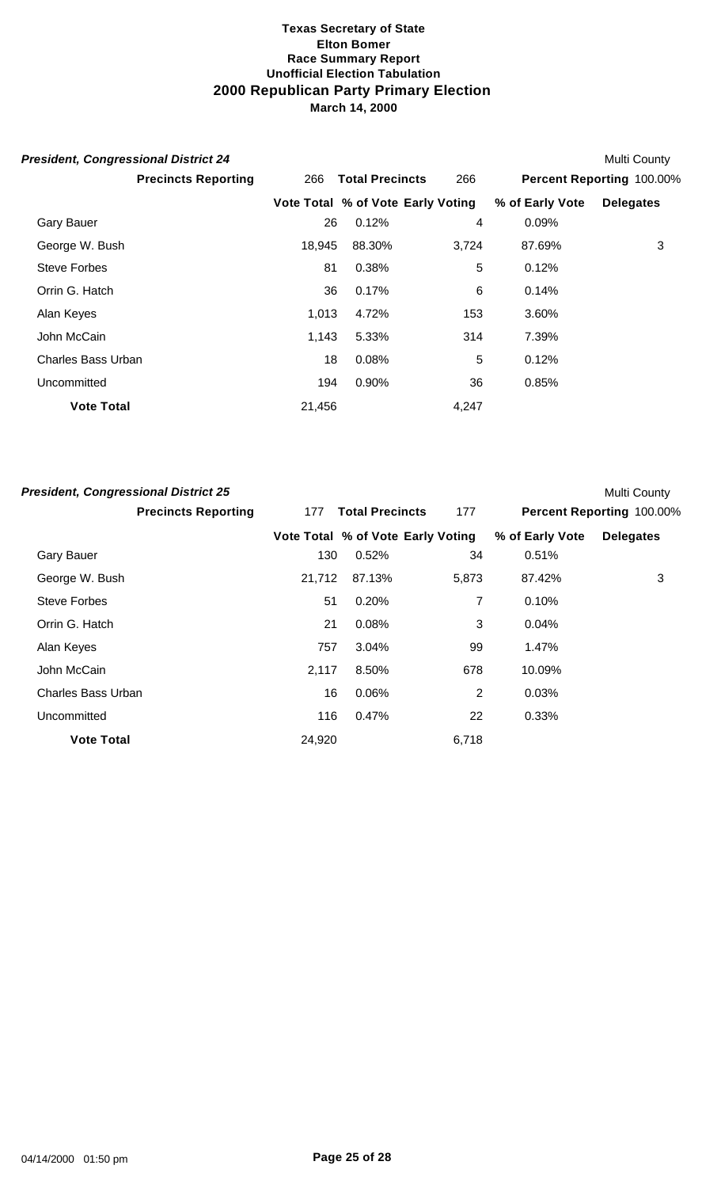# Texas Secretary of State
## Elton Bomer
## Race Summary Report
## Unofficial Election Tabulation
## 2000 Republican Party Primary Election
## March 14, 2000

### *President, Congressional District 24*

Multi County

**Precincts Reporting** 266 **Total Precincts** 266 **Percent Reporting** 100.00%

| | Vote Total | % of Vote | Early Voting | % of Early Vote | Delegates |
|---|---|---|---|---|---|
| Gary Bauer | 26 | 0.12% | 4 | 0.09% | |
| George W. Bush | 18,945 | 88.30% | 3,724 | 87.69% | 3 |
| Steve Forbes | 81 | 0.38% | 5 | 0.12% | |
| Orrin G. Hatch | 36 | 0.17% | 6 | 0.14% | |
| Alan Keyes | 1,013 | 4.72% | 153 | 3.60% | |
| John McCain | 1,143 | 5.33% | 314 | 7.39% | |
| Charles Bass Urban | 18 | 0.08% | 5 | 0.12% | |
| Uncommitted | 194 | 0.90% | 36 | 0.85% | |
| **Vote Total** | 21,456 | | 4,247 | | |

### *President, Congressional District 25*

Multi County

**Precincts Reporting** 177 **Total Precincts** 177 **Percent Reporting** 100.00%

| | Vote Total | % of Vote | Early Voting | % of Early Vote | Delegates |
|---|---|---|---|---|---|
| Gary Bauer | 130 | 0.52% | 34 | 0.51% | |
| George W. Bush | 21,712 | 87.13% | 5,873 | 87.42% | 3 |
| Steve Forbes | 51 | 0.20% | 7 | 0.10% | |
| Orrin G. Hatch | 21 | 0.08% | 3 | 0.04% | |
| Alan Keyes | 757 | 3.04% | 99 | 1.47% | |
| John McCain | 2,117 | 8.50% | 678 | 10.09% | |
| Charles Bass Urban | 16 | 0.06% | 2 | 0.03% | |
| Uncommitted | 116 | 0.47% | 22 | 0.33% | |
| **Vote Total** | 24,920 | | 6,718 | | |

04/14/2000 01:50 pm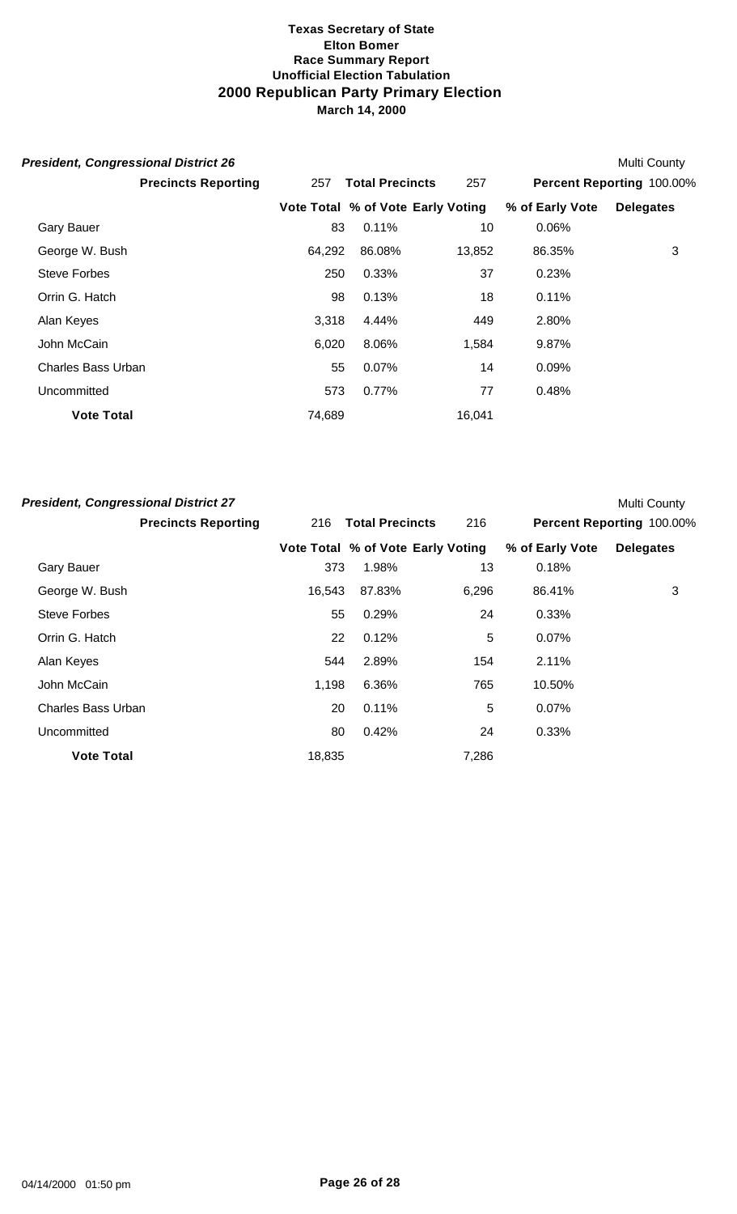**Texas Secretary of State**
**Elton Bomer**
**Race Summary Report**
**Unofficial Election Tabulation**
## 2000 Republican Party Primary Election
**March 14, 2000**

### *President, Congressional District 26*

Multi County

**Precincts Reporting** 257 **Total Precincts** 257 **Percent Reporting** 100.00%

| | Vote Total | % of Vote | Early Voting | % of Early Vote | Delegates |
|---|---|---|---|---|---|
| Gary Bauer | 83 | 0.11% | 10 | 0.06% | |
| George W. Bush | 64,292 | 86.08% | 13,852 | 86.35% | 3 |
| Steve Forbes | 250 | 0.33% | 37 | 0.23% | |
| Orrin G. Hatch | 98 | 0.13% | 18 | 0.11% | |
| Alan Keyes | 3,318 | 4.44% | 449 | 2.80% | |
| John McCain | 6,020 | 8.06% | 1,584 | 9.87% | |
| Charles Bass Urban | 55 | 0.07% | 14 | 0.09% | |
| Uncommitted | 573 | 0.77% | 77 | 0.48% | |
| **Vote Total** | 74,689 | | 16,041 | | |

### *President, Congressional District 27*

Multi County

**Precincts Reporting** 216 **Total Precincts** 216 **Percent Reporting** 100.00%

| | Vote Total | % of Vote | Early Voting | % of Early Vote | Delegates |
|---|---|---|---|---|---|
| Gary Bauer | 373 | 1.98% | 13 | 0.18% | |
| George W. Bush | 16,543 | 87.83% | 6,296 | 86.41% | 3 |
| Steve Forbes | 55 | 0.29% | 24 | 0.33% | |
| Orrin G. Hatch | 22 | 0.12% | 5 | 0.07% | |
| Alan Keyes | 544 | 2.89% | 154 | 2.11% | |
| John McCain | 1,198 | 6.36% | 765 | 10.50% | |
| Charles Bass Urban | 20 | 0.11% | 5 | 0.07% | |
| Uncommitted | 80 | 0.42% | 24 | 0.33% | |
| **Vote Total** | 18,835 | | 7,286 | | |

04/14/2000 01:50 pm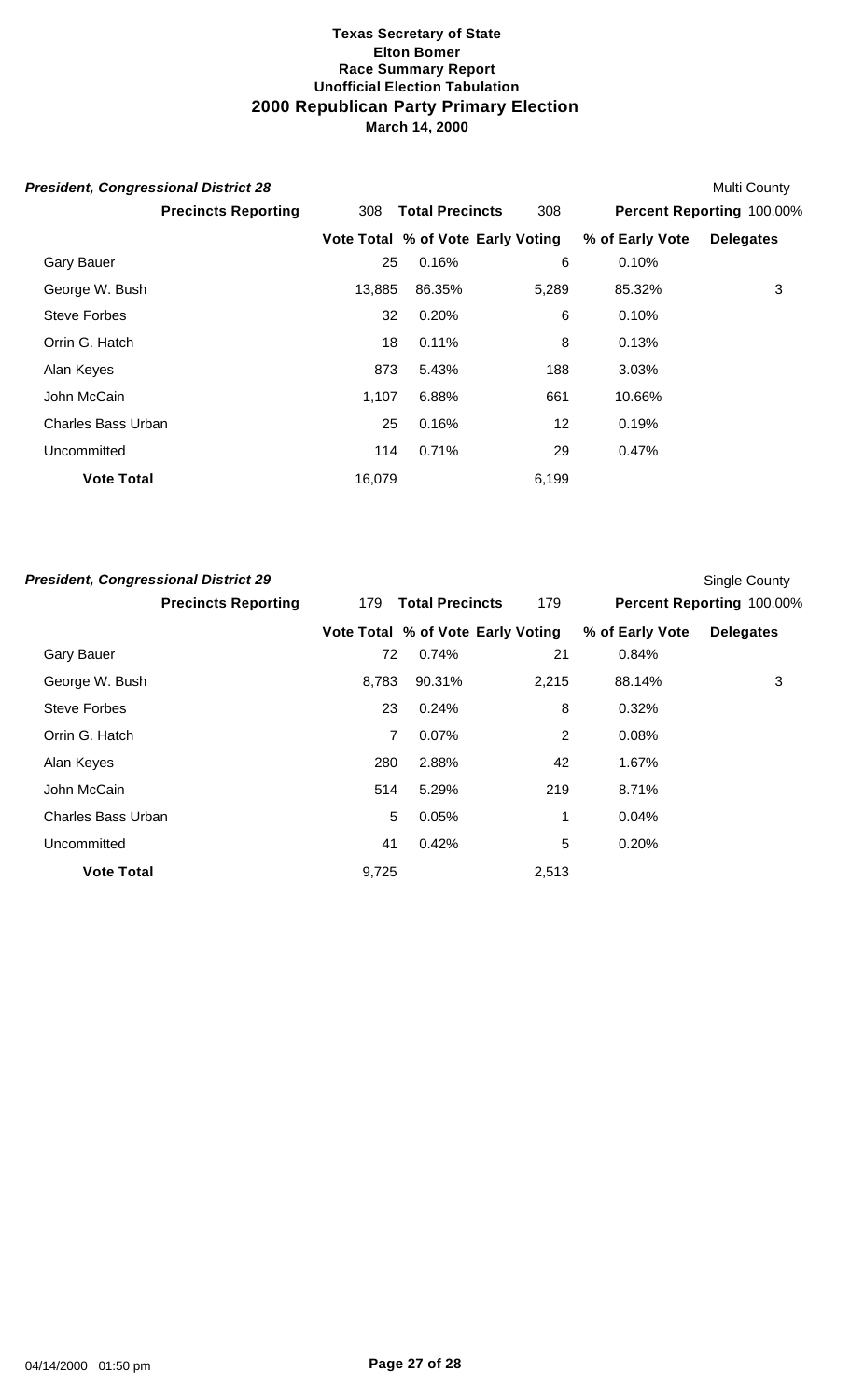**Texas Secretary of State**
**Elton Bomer**
**Race Summary Report**
**Unofficial Election Tabulation**

## 2000 Republican Party Primary Election

**March 14, 2000**

### *President, Congressional District 28*

Multi County

**Precincts Reporting** 308 **Total Precincts** 308 **Percent Reporting** 100.00%

| | Vote Total | % of Vote | Early Voting | % of Early Vote | Delegates |
|---|---|---|---|---|---|
| Gary Bauer | 25 | 0.16% | 6 | 0.10% | |
| George W. Bush | 13,885 | 86.35% | 5,289 | 85.32% | 3 |
| Steve Forbes | 32 | 0.20% | 6 | 0.10% | |
| Orrin G. Hatch | 18 | 0.11% | 8 | 0.13% | |
| Alan Keyes | 873 | 5.43% | 188 | 3.03% | |
| John McCain | 1,107 | 6.88% | 661 | 10.66% | |
| Charles Bass Urban | 25 | 0.16% | 12 | 0.19% | |
| Uncommitted | 114 | 0.71% | 29 | 0.47% | |
| **Vote Total** | 16,079 | | 6,199 | | |

### *President, Congressional District 29*

Single County

**Precincts Reporting** 179 **Total Precincts** 179 **Percent Reporting** 100.00%

| | Vote Total | % of Vote | Early Voting | % of Early Vote | Delegates |
|---|---|---|---|---|---|
| Gary Bauer | 72 | 0.74% | 21 | 0.84% | |
| George W. Bush | 8,783 | 90.31% | 2,215 | 88.14% | 3 |
| Steve Forbes | 23 | 0.24% | 8 | 0.32% | |
| Orrin G. Hatch | 7 | 0.07% | 2 | 0.08% | |
| Alan Keyes | 280 | 2.88% | 42 | 1.67% | |
| John McCain | 514 | 5.29% | 219 | 8.71% | |
| Charles Bass Urban | 5 | 0.05% | 1 | 0.04% | |
| Uncommitted | 41 | 0.42% | 5 | 0.20% | |
| **Vote Total** | 9,725 | | 2,513 | | |

04/14/2000 01:50 pm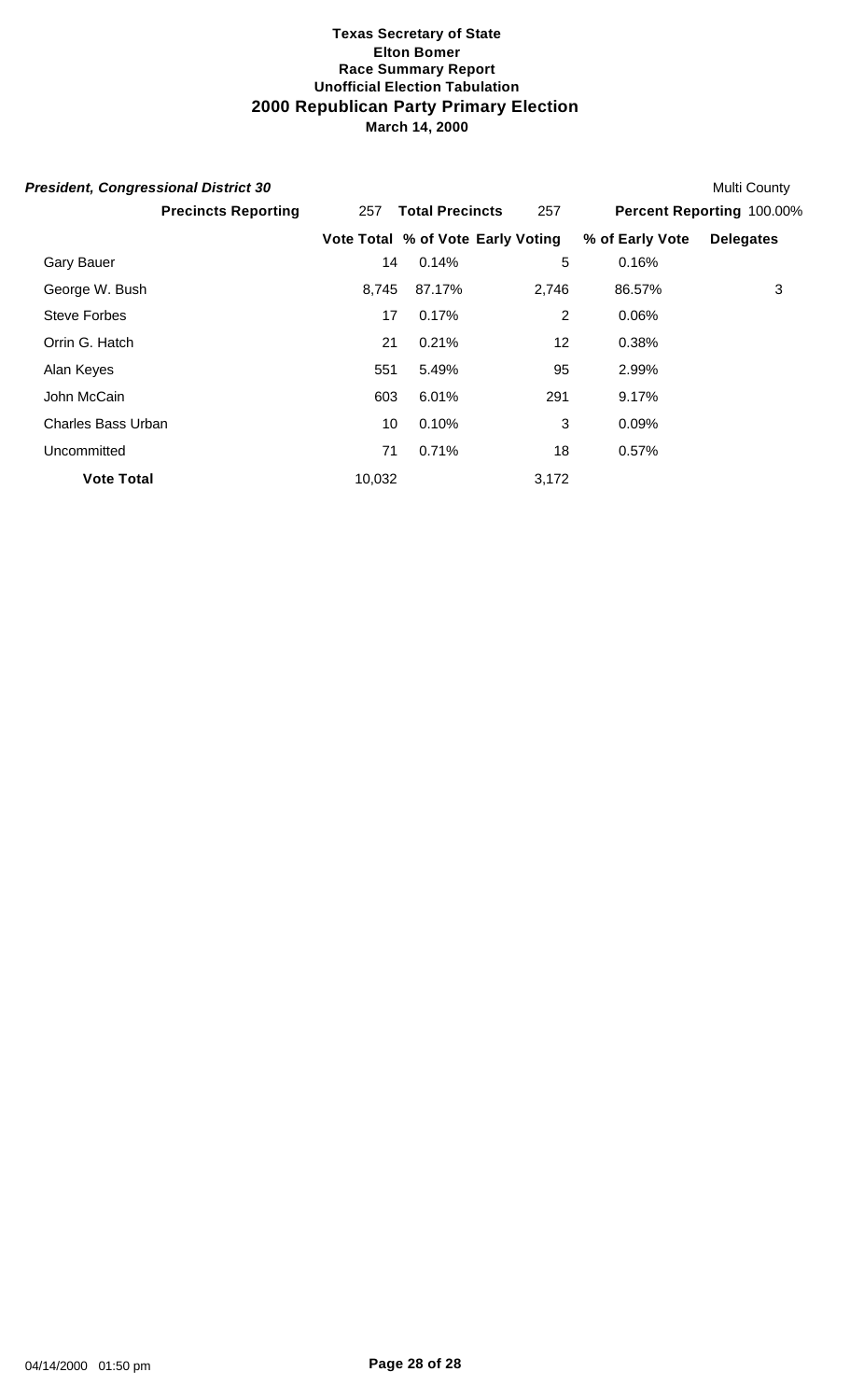**Texas Secretary of State**
**Elton Bomer**
**Race Summary Report**
**Unofficial Election Tabulation**
**2000 Republican Party Primary Election**
**March 14, 2000**

***President, Congressional District 30*** — Multi County

**Precincts Reporting** 257 **Total Precincts** 257 **Percent Reporting** 100.00%

| | Vote Total | % of Vote | Early Voting | % of Early Vote | Delegates |
|---|---|---|---|---|---|
| Gary Bauer | 14 | 0.14% | 5 | 0.16% | |
| George W. Bush | 8,745 | 87.17% | 2,746 | 86.57% | 3 |
| Steve Forbes | 17 | 0.17% | 2 | 0.06% | |
| Orrin G. Hatch | 21 | 0.21% | 12 | 0.38% | |
| Alan Keyes | 551 | 5.49% | 95 | 2.99% | |
| John McCain | 603 | 6.01% | 291 | 9.17% | |
| Charles Bass Urban | 10 | 0.10% | 3 | 0.09% | |
| Uncommitted | 71 | 0.71% | 18 | 0.57% | |
| **Vote Total** | 10,032 | | 3,172 | | |

04/14/2000 01:50 pm